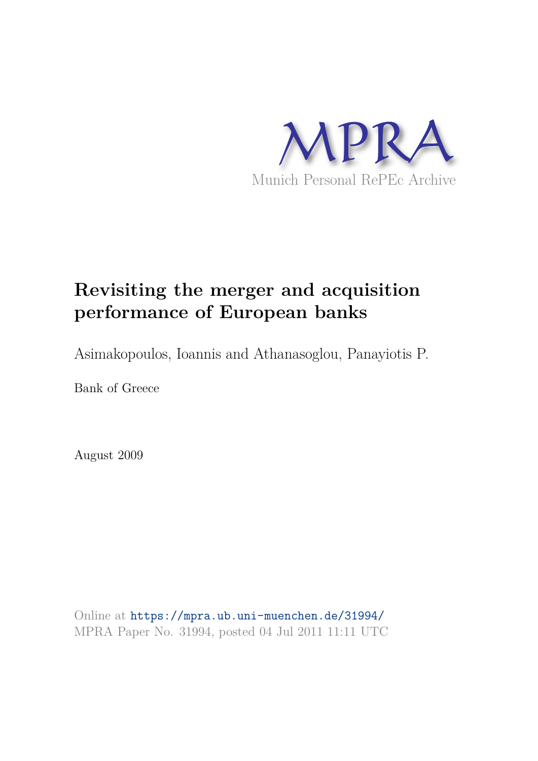MPRA

Munich Personal RePEc Archive

# Revisiting the merger and acquisition performance of European banks

Asimakopoulos, Ioannis and Athanasoglou, Panayiotis P.

Bank of Greece

August 2009

Online at https://mpra.ub.uni-muenchen.de/31994/
MPRA Paper No. 31994, posted 04 Jul 2011 11:11 UTC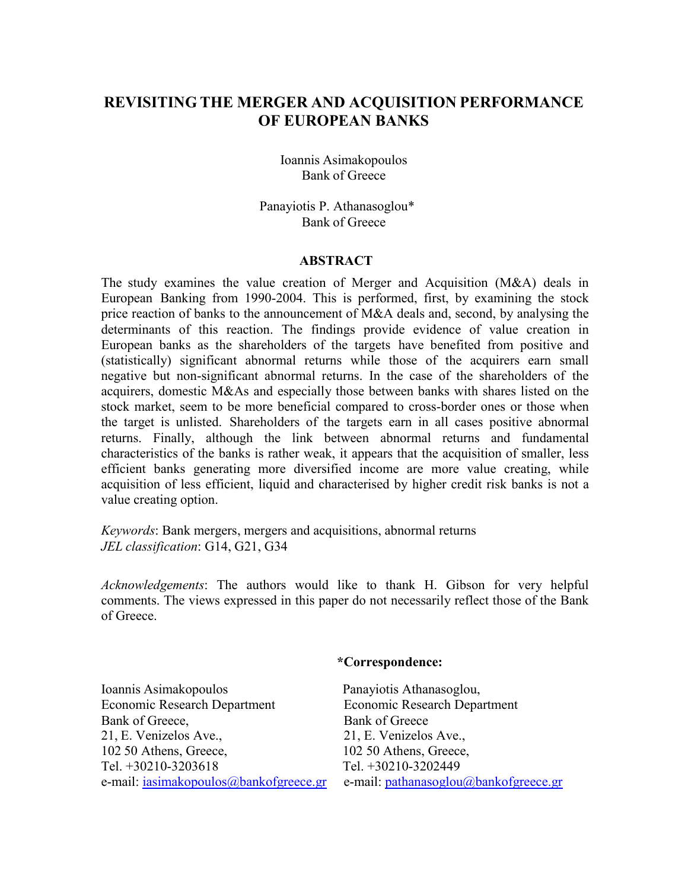# REVISITING THE MERGER AND ACQUISITION PERFORMANCE OF EUROPEAN BANKS

Ioannis Asimakopoulos
Bank of Greece

Panayiotis P. Athanasoglou*
Bank of Greece

## ABSTRACT

The study examines the value creation of Merger and Acquisition (M&A) deals in European Banking from 1990-2004. This is performed, first, by examining the stock price reaction of banks to the announcement of M&A deals and, second, by analysing the determinants of this reaction. The findings provide evidence of value creation in European banks as the shareholders of the targets have benefited from positive and (statistically) significant abnormal returns while those of the acquirers earn small negative but non-significant abnormal returns. In the case of the shareholders of the acquirers, domestic M&As and especially those between banks with shares listed on the stock market, seem to be more beneficial compared to cross-border ones or those when the target is unlisted. Shareholders of the targets earn in all cases positive abnormal returns. Finally, although the link between abnormal returns and fundamental characteristics of the banks is rather weak, it appears that the acquisition of smaller, less efficient banks generating more diversified income are more value creating, while acquisition of less efficient, liquid and characterised by higher credit risk banks is not a value creating option.

*Keywords*: Bank mergers, mergers and acquisitions, abnormal returns
*JEL classification*: G14, G21, G34

*Acknowledgements*: The authors would like to thank H. Gibson for very helpful comments. The views expressed in this paper do not necessarily reflect those of the Bank of Greece.

**\*Correspondence:**

Ioannis Asimakopoulos
Economic Research Department
Bank of Greece,
21, E. Venizelos Ave.,
102 50 Athens, Greece,
Tel. +30210-3203618
e-mail: iasimakopoulos@bankofgreece.gr

Panayiotis Athanasoglou,
Economic Research Department
Bank of Greece
21, E. Venizelos Ave.,
102 50 Athens, Greece,
Tel. +30210-3202449
e-mail: pathanasoglou@bankofgreece.gr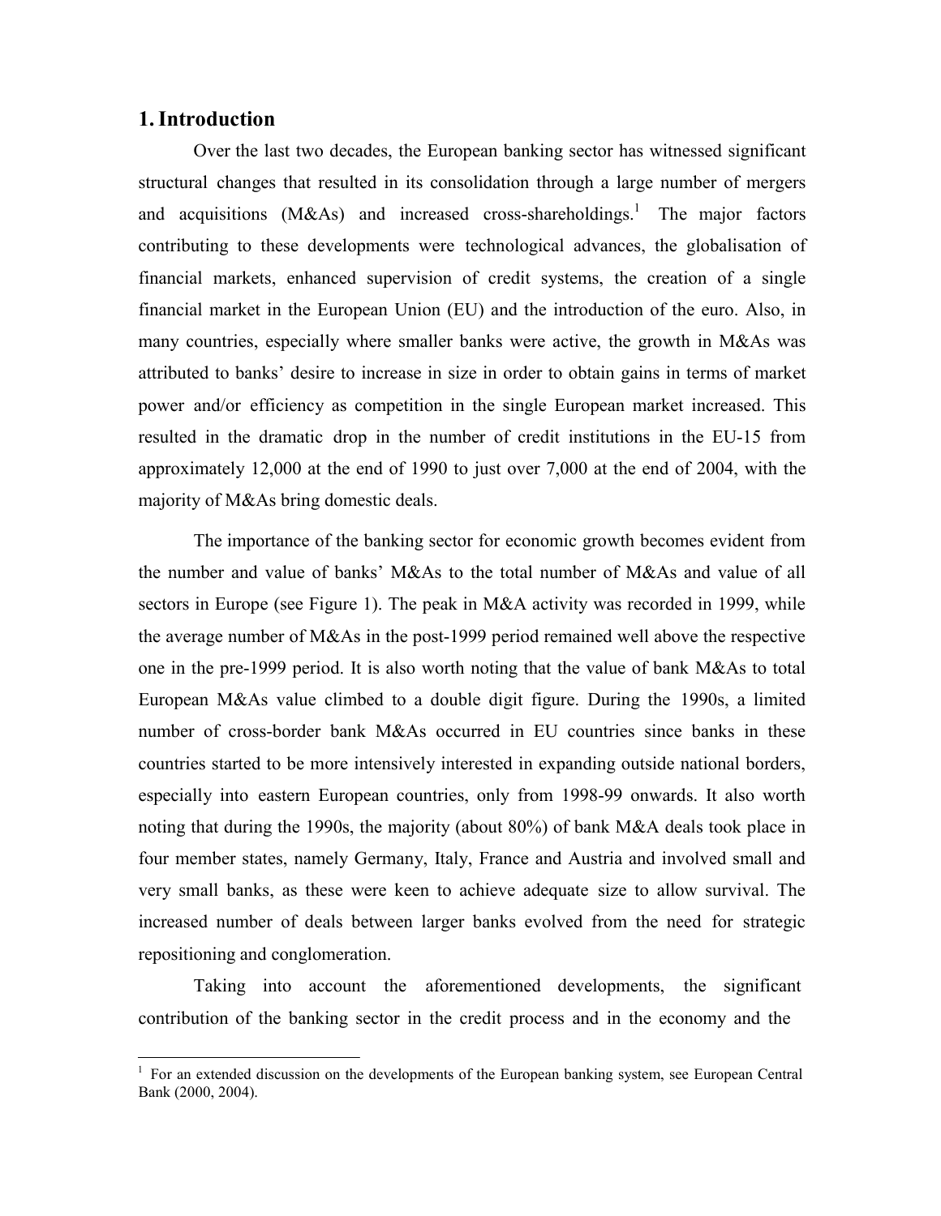## 1. Introduction

Over the last two decades, the European banking sector has witnessed significant structural changes that resulted in its consolidation through a large number of mergers and acquisitions (M&As) and increased cross-shareholdings.[1] The major factors contributing to these developments were technological advances, the globalisation of financial markets, enhanced supervision of credit systems, the creation of a single financial market in the European Union (EU) and the introduction of the euro. Also, in many countries, especially where smaller banks were active, the growth in M&As was attributed to banks' desire to increase in size in order to obtain gains in terms of market power and/or efficiency as competition in the single European market increased. This resulted in the dramatic drop in the number of credit institutions in the EU-15 from approximately 12,000 at the end of 1990 to just over 7,000 at the end of 2004, with the majority of M&As bring domestic deals.

The importance of the banking sector for economic growth becomes evident from the number and value of banks' M&As to the total number of M&As and value of all sectors in Europe (see Figure 1). The peak in M&A activity was recorded in 1999, while the average number of M&As in the post-1999 period remained well above the respective one in the pre-1999 period. It is also worth noting that the value of bank M&As to total European M&As value climbed to a double digit figure. During the 1990s, a limited number of cross-border bank M&As occurred in EU countries since banks in these countries started to be more intensively interested in expanding outside national borders, especially into eastern European countries, only from 1998-99 onwards. It also worth noting that during the 1990s, the majority (about 80%) of bank M&A deals took place in four member states, namely Germany, Italy, France and Austria and involved small and very small banks, as these were keen to achieve adequate size to allow survival. The increased number of deals between larger banks evolved from the need for strategic repositioning and conglomeration.

Taking into account the aforementioned developments, the significant contribution of the banking sector in the credit process and in the economy and the

[1] For an extended discussion on the developments of the European banking system, see European Central Bank (2000, 2004).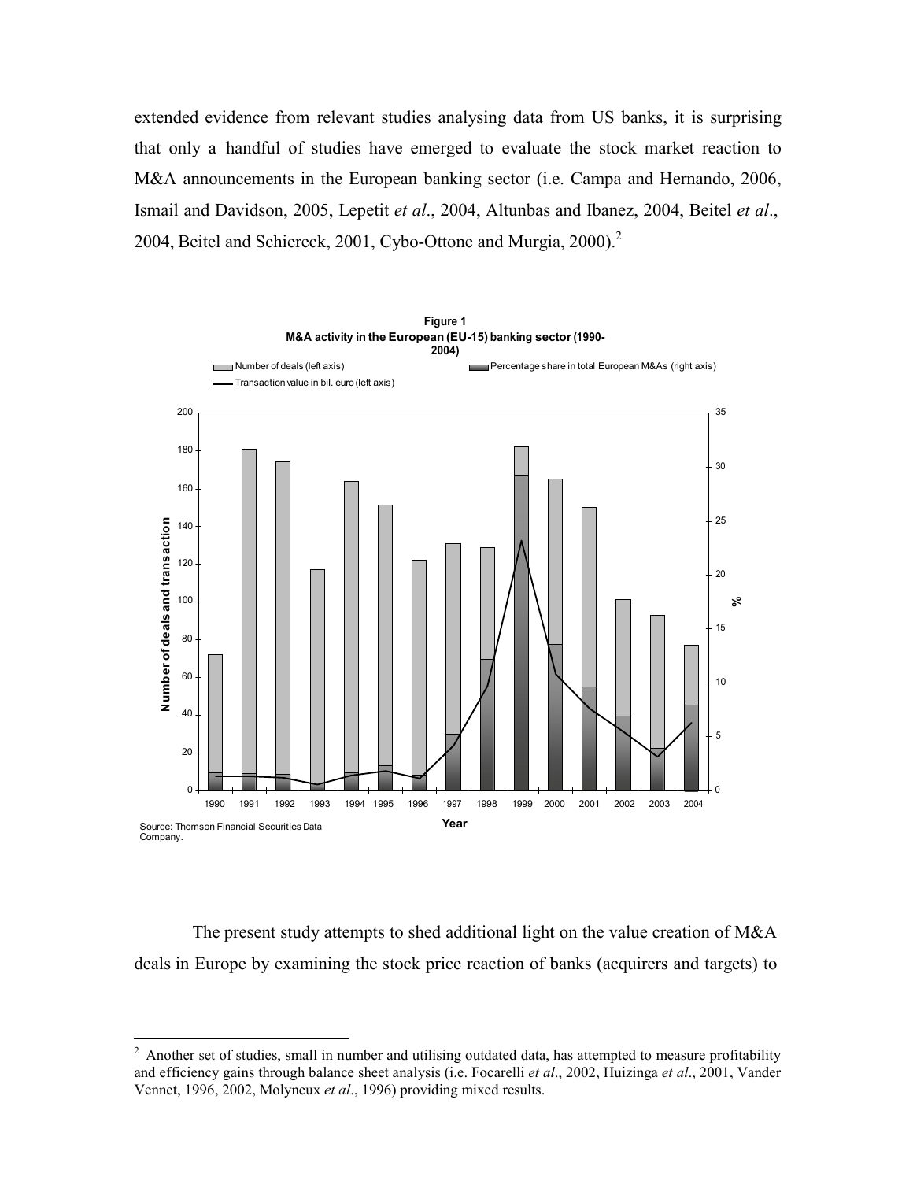extended evidence from relevant studies analysing data from US banks, it is surprising that only a handful of studies have emerged to evaluate the stock market reaction to M&A announcements in the European banking sector (i.e. Campa and Hernando, 2006, Ismail and Davidson, 2005, Lepetit *et al*., 2004, Altunbas and Ibanez, 2004, Beitel *et al*., 2004, Beitel and Schiereck, 2001, Cybo-Ottone and Murgia, 2000).[2]

**Figure 1**
**M&A activity in the European (EU-15) banking sector (1990-2004)**

Number of deals (left axis) | Percentage share in total European M&As (right axis) | Transaction value in bil. euro (left axis)

Source: Thomson Financial Securities Data Company.

The present study attempts to shed additional light on the value creation of M&A deals in Europe by examining the stock price reaction of banks (acquirers and targets) to

[2] Another set of studies, small in number and utilising outdated data, has attempted to measure profitability and efficiency gains through balance sheet analysis (i.e. Focarelli *et al*., 2002, Huizinga *et al*., 2001, Vander Vennet, 1996, 2002, Molyneux *et al*., 1996) providing mixed results.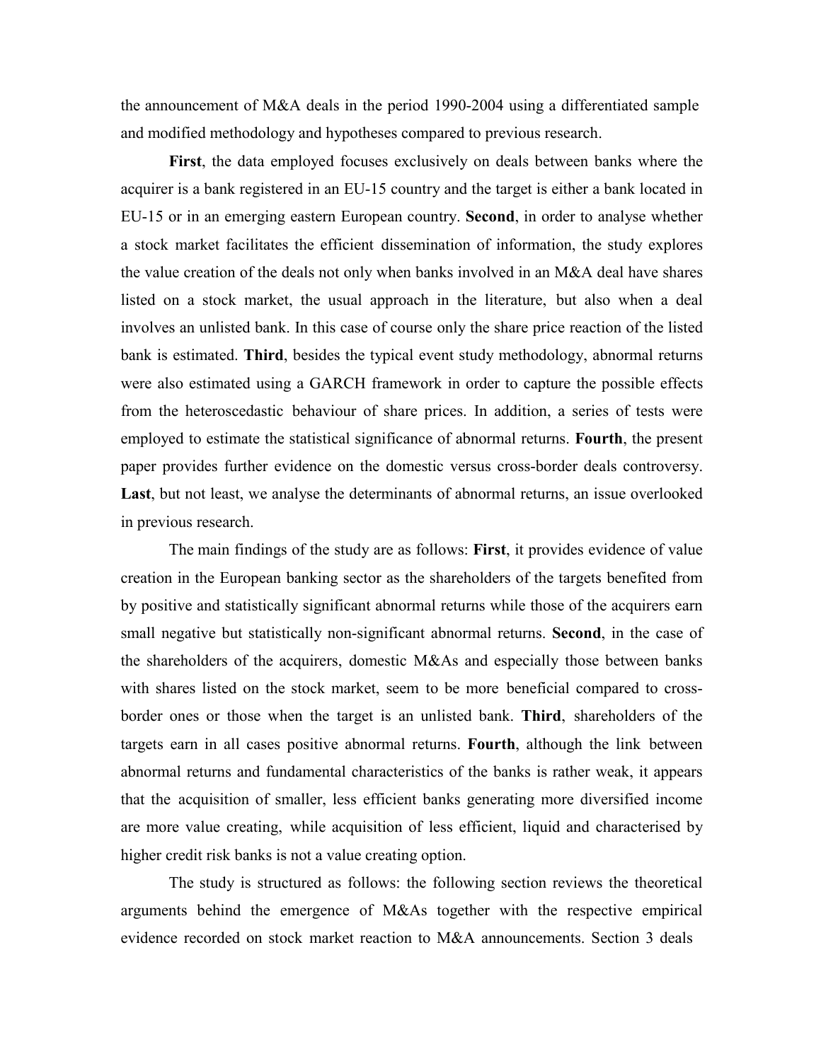the announcement of M&A deals in the period 1990-2004 using a differentiated sample and modified methodology and hypotheses compared to previous research.

**First**, the data employed focuses exclusively on deals between banks where the acquirer is a bank registered in an EU-15 country and the target is either a bank located in EU-15 or in an emerging eastern European country. **Second**, in order to analyse whether a stock market facilitates the efficient dissemination of information, the study explores the value creation of the deals not only when banks involved in an M&A deal have shares listed on a stock market, the usual approach in the literature, but also when a deal involves an unlisted bank. In this case of course only the share price reaction of the listed bank is estimated. **Third**, besides the typical event study methodology, abnormal returns were also estimated using a GARCH framework in order to capture the possible effects from the heteroscedastic behaviour of share prices. In addition, a series of tests were employed to estimate the statistical significance of abnormal returns. **Fourth**, the present paper provides further evidence on the domestic versus cross-border deals controversy. **Last**, but not least, we analyse the determinants of abnormal returns, an issue overlooked in previous research.

The main findings of the study are as follows: **First**, it provides evidence of value creation in the European banking sector as the shareholders of the targets benefited from by positive and statistically significant abnormal returns while those of the acquirers earn small negative but statistically non-significant abnormal returns. **Second**, in the case of the shareholders of the acquirers, domestic M&As and especially those between banks with shares listed on the stock market, seem to be more beneficial compared to cross-border ones or those when the target is an unlisted bank. **Third**, shareholders of the targets earn in all cases positive abnormal returns. **Fourth**, although the link between abnormal returns and fundamental characteristics of the banks is rather weak, it appears that the acquisition of smaller, less efficient banks generating more diversified income are more value creating, while acquisition of less efficient, liquid and characterised by higher credit risk banks is not a value creating option.

The study is structured as follows: the following section reviews the theoretical arguments behind the emergence of M&As together with the respective empirical evidence recorded on stock market reaction to M&A announcements. Section 3 deals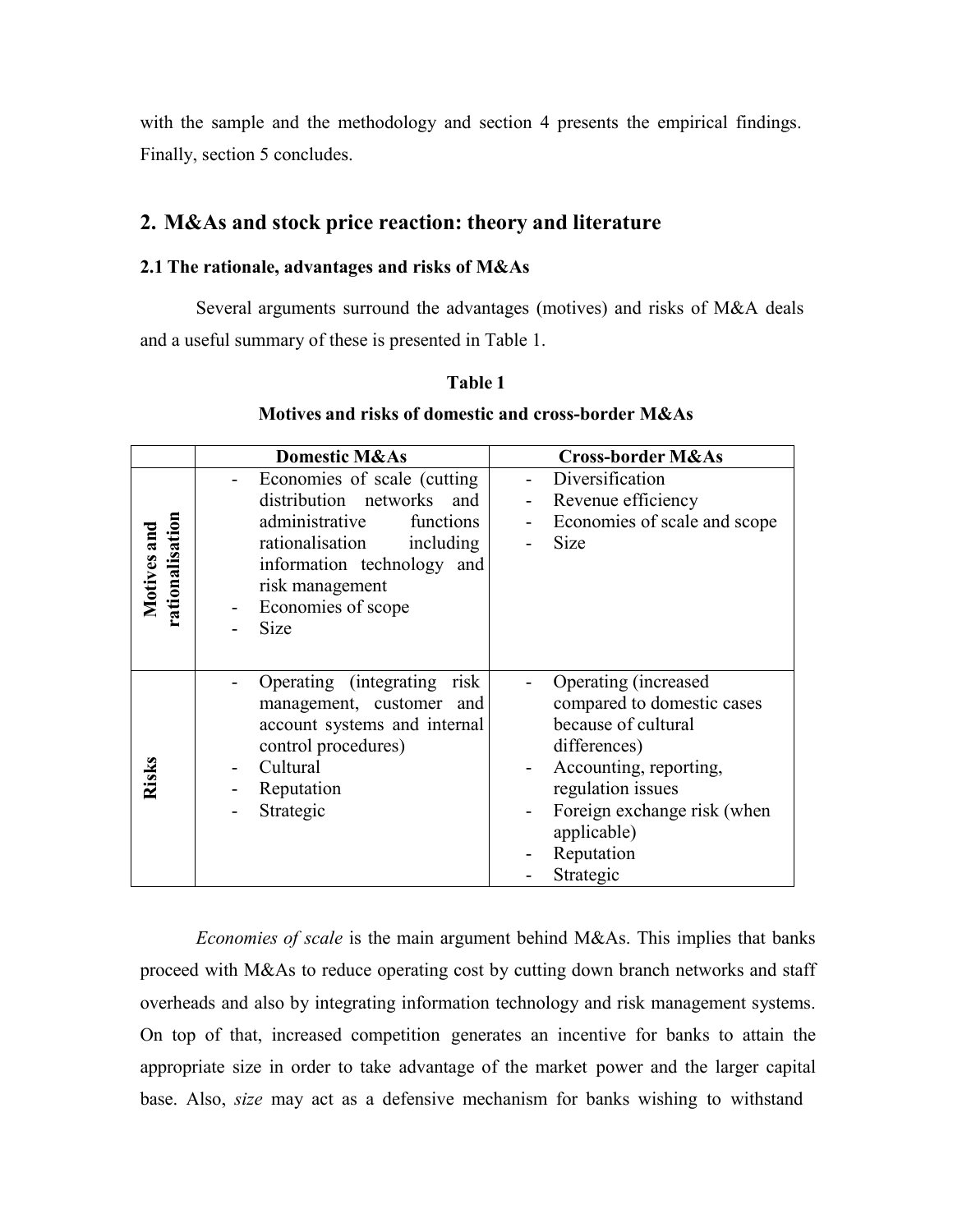with the sample and the methodology and section 4 presents the empirical findings. Finally, section 5 concludes.

## 2. M&As and stock price reaction: theory and literature

### 2.1 The rationale, advantages and risks of M&As

Several arguments surround the advantages (motives) and risks of M&A deals and a useful summary of these is presented in Table 1.

**Table 1**

**Motives and risks of domestic and cross-border M&As**

| | Domestic M&As | Cross-border M&As |
|---|---|---|
| **Motives and rationalisation** | - Economies of scale (cutting distribution networks and administrative functions rationalisation including information technology and risk management<br>- Economies of scope<br>- Size | - Diversification<br>- Revenue efficiency<br>- Economies of scale and scope<br>- Size |
| **Risks** | - Operating (integrating risk management, customer and account systems and internal control procedures)<br>- Cultural<br>- Reputation<br>- Strategic | - Operating (increased compared to domestic cases because of cultural differences)<br>- Accounting, reporting, regulation issues<br>- Foreign exchange risk (when applicable)<br>- Reputation<br>- Strategic |

*Economies of scale* is the main argument behind M&As. This implies that banks proceed with M&As to reduce operating cost by cutting down branch networks and staff overheads and also by integrating information technology and risk management systems. On top of that, increased competition generates an incentive for banks to attain the appropriate size in order to take advantage of the market power and the larger capital base. Also, *size* may act as a defensive mechanism for banks wishing to withstand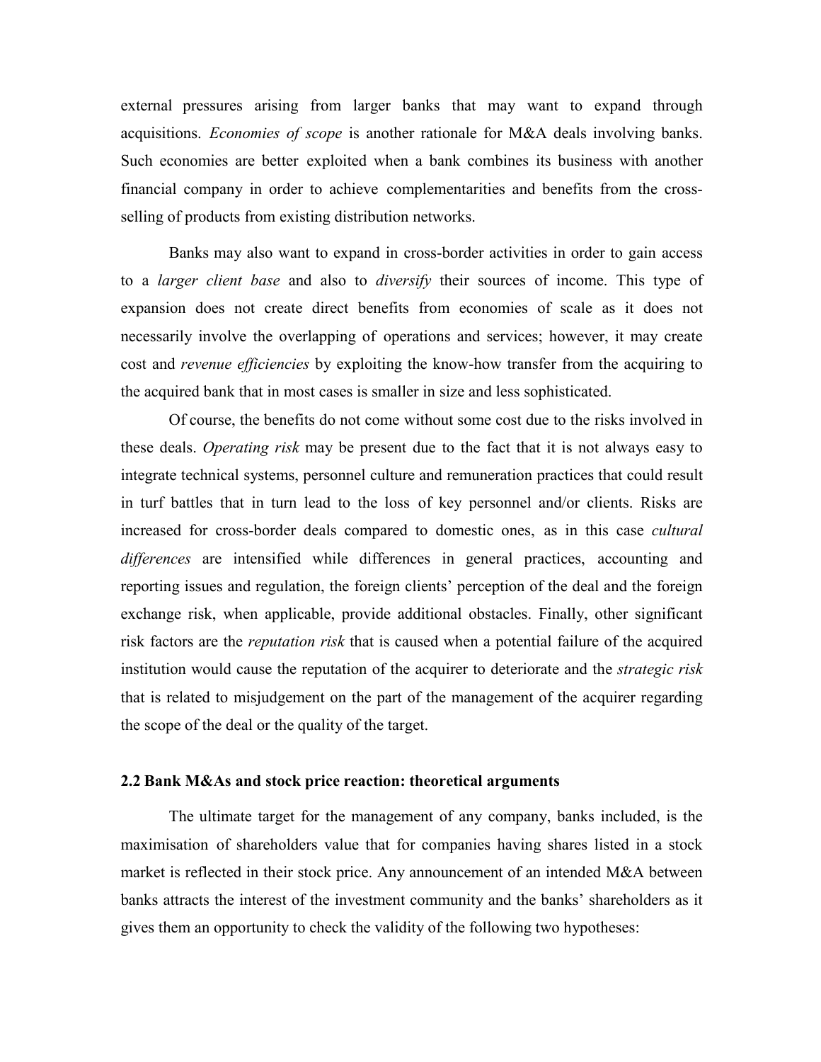external pressures arising from larger banks that may want to expand through acquisitions. *Economies of scope* is another rationale for M&A deals involving banks. Such economies are better exploited when a bank combines its business with another financial company in order to achieve complementarities and benefits from the cross-selling of products from existing distribution networks.

Banks may also want to expand in cross-border activities in order to gain access to a *larger client base* and also to *diversify* their sources of income. This type of expansion does not create direct benefits from economies of scale as it does not necessarily involve the overlapping of operations and services; however, it may create cost and *revenue efficiencies* by exploiting the know-how transfer from the acquiring to the acquired bank that in most cases is smaller in size and less sophisticated.

Of course, the benefits do not come without some cost due to the risks involved in these deals. *Operating risk* may be present due to the fact that it is not always easy to integrate technical systems, personnel culture and remuneration practices that could result in turf battles that in turn lead to the loss of key personnel and/or clients. Risks are increased for cross-border deals compared to domestic ones, as in this case *cultural differences* are intensified while differences in general practices, accounting and reporting issues and regulation, the foreign clients' perception of the deal and the foreign exchange risk, when applicable, provide additional obstacles. Finally, other significant risk factors are the *reputation risk* that is caused when a potential failure of the acquired institution would cause the reputation of the acquirer to deteriorate and the *strategic risk* that is related to misjudgement on the part of the management of the acquirer regarding the scope of the deal or the quality of the target.

### 2.2 Bank M&As and stock price reaction: theoretical arguments

The ultimate target for the management of any company, banks included, is the maximisation of shareholders value that for companies having shares listed in a stock market is reflected in their stock price. Any announcement of an intended M&A between banks attracts the interest of the investment community and the banks' shareholders as it gives them an opportunity to check the validity of the following two hypotheses: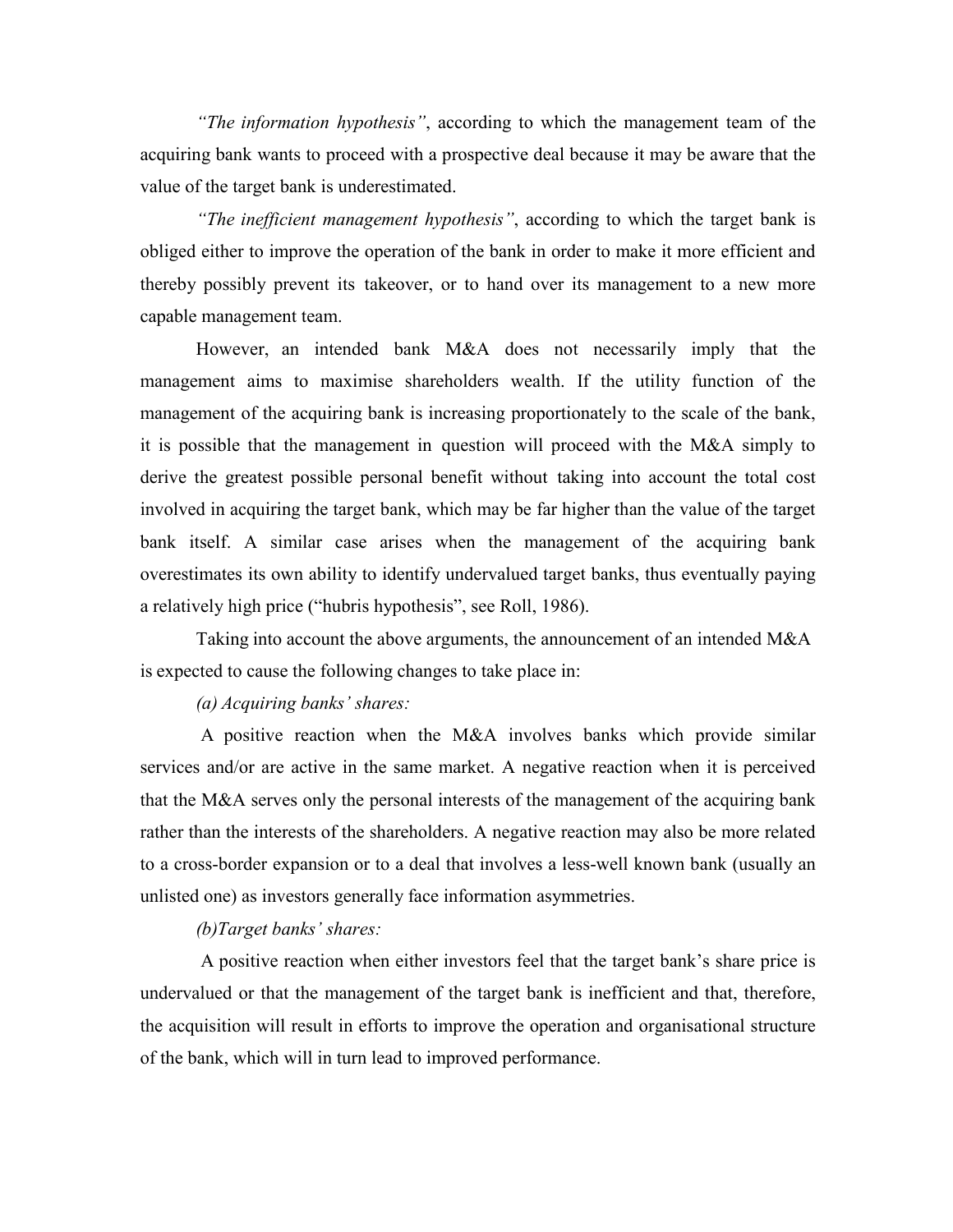*"The information hypothesis"*, according to which the management team of the acquiring bank wants to proceed with a prospective deal because it may be aware that the value of the target bank is underestimated.

*"The inefficient management hypothesis"*, according to which the target bank is obliged either to improve the operation of the bank in order to make it more efficient and thereby possibly prevent its takeover, or to hand over its management to a new more capable management team.

However, an intended bank M&A does not necessarily imply that the management aims to maximise shareholders wealth. If the utility function of the management of the acquiring bank is increasing proportionately to the scale of the bank, it is possible that the management in question will proceed with the M&A simply to derive the greatest possible personal benefit without taking into account the total cost involved in acquiring the target bank, which may be far higher than the value of the target bank itself. A similar case arises when the management of the acquiring bank overestimates its own ability to identify undervalued target banks, thus eventually paying a relatively high price ("hubris hypothesis", see Roll, 1986).

Taking into account the above arguments, the announcement of an intended M&A is expected to cause the following changes to take place in:

*(a) Acquiring banks' shares:*

A positive reaction when the M&A involves banks which provide similar services and/or are active in the same market. A negative reaction when it is perceived that the M&A serves only the personal interests of the management of the acquiring bank rather than the interests of the shareholders. A negative reaction may also be more related to a cross-border expansion or to a deal that involves a less-well known bank (usually an unlisted one) as investors generally face information asymmetries.

*(b)Target banks' shares:*

A positive reaction when either investors feel that the target bank's share price is undervalued or that the management of the target bank is inefficient and that, therefore, the acquisition will result in efforts to improve the operation and organisational structure of the bank, which will in turn lead to improved performance.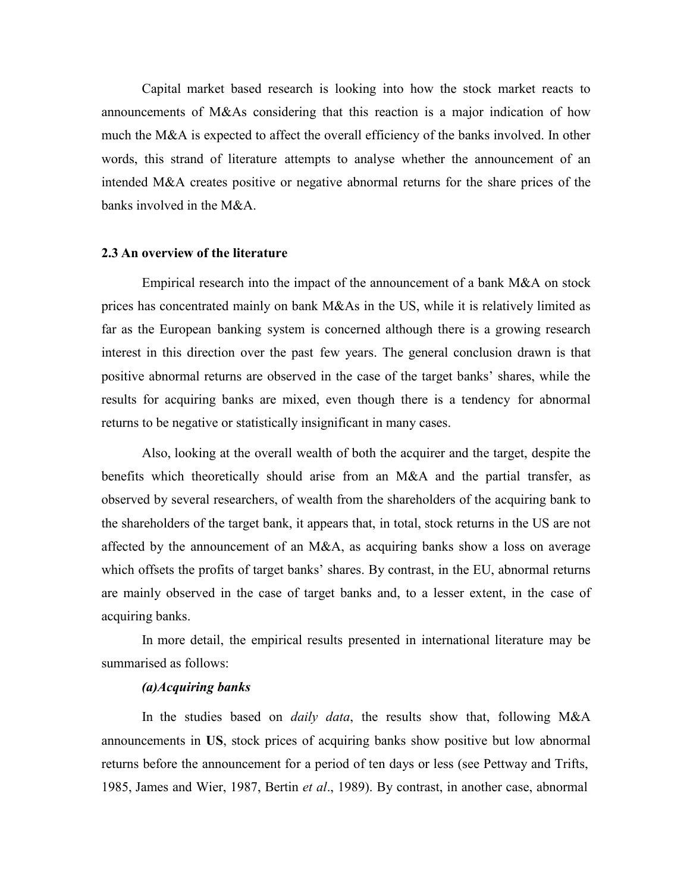Capital market based research is looking into how the stock market reacts to announcements of M&As considering that this reaction is a major indication of how much the M&A is expected to affect the overall efficiency of the banks involved. In other words, this strand of literature attempts to analyse whether the announcement of an intended M&A creates positive or negative abnormal returns for the share prices of the banks involved in the M&A.

## 2.3 An overview of the literature

Empirical research into the impact of the announcement of a bank M&A on stock prices has concentrated mainly on bank M&As in the US, while it is relatively limited as far as the European banking system is concerned although there is a growing research interest in this direction over the past few years. The general conclusion drawn is that positive abnormal returns are observed in the case of the target banks' shares, while the results for acquiring banks are mixed, even though there is a tendency for abnormal returns to be negative or statistically insignificant in many cases.

Also, looking at the overall wealth of both the acquirer and the target, despite the benefits which theoretically should arise from an M&A and the partial transfer, as observed by several researchers, of wealth from the shareholders of the acquiring bank to the shareholders of the target bank, it appears that, in total, stock returns in the US are not affected by the announcement of an M&A, as acquiring banks show a loss on average which offsets the profits of target banks' shares. By contrast, in the EU, abnormal returns are mainly observed in the case of target banks and, to a lesser extent, in the case of acquiring banks.

In more detail, the empirical results presented in international literature may be summarised as follows:

***(a)Acquiring banks***

In the studies based on *daily data*, the results show that, following M&A announcements in **US**, stock prices of acquiring banks show positive but low abnormal returns before the announcement for a period of ten days or less (see Pettway and Trifts, 1985, James and Wier, 1987, Bertin *et al*., 1989). By contrast, in another case, abnormal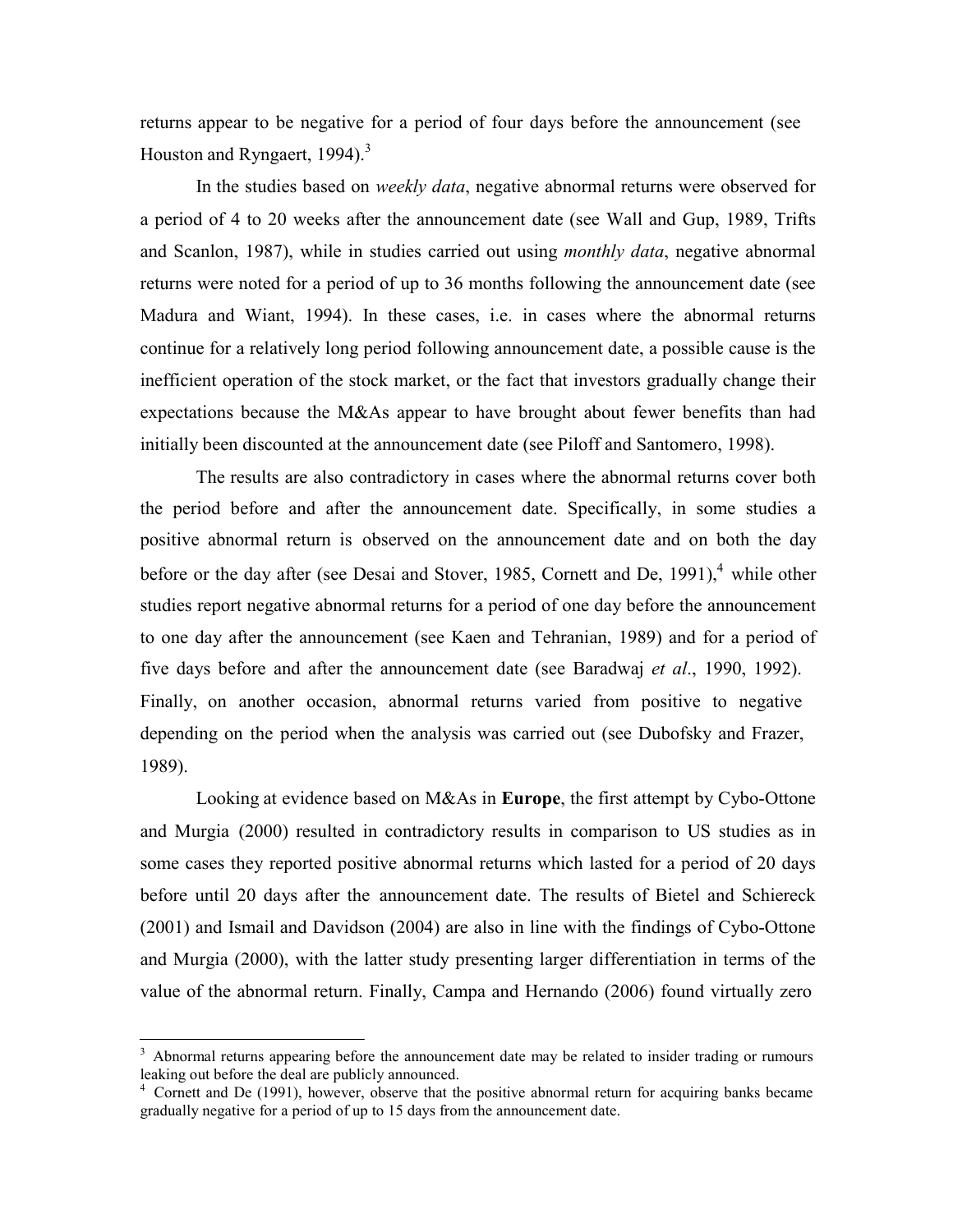returns appear to be negative for a period of four days before the announcement (see Houston and Ryngaert, 1994).[3]

In the studies based on *weekly data*, negative abnormal returns were observed for a period of 4 to 20 weeks after the announcement date (see Wall and Gup, 1989, Trifts and Scanlon, 1987), while in studies carried out using *monthly data*, negative abnormal returns were noted for a period of up to 36 months following the announcement date (see Madura and Wiant, 1994). In these cases, i.e. in cases where the abnormal returns continue for a relatively long period following announcement date, a possible cause is the inefficient operation of the stock market, or the fact that investors gradually change their expectations because the M&As appear to have brought about fewer benefits than had initially been discounted at the announcement date (see Piloff and Santomero, 1998).

The results are also contradictory in cases where the abnormal returns cover both the period before and after the announcement date. Specifically, in some studies a positive abnormal return is observed on the announcement date and on both the day before or the day after (see Desai and Stover, 1985, Cornett and De, 1991),[4] while other studies report negative abnormal returns for a period of one day before the announcement to one day after the announcement (see Kaen and Tehranian, 1989) and for a period of five days before and after the announcement date (see Baradwaj *et al*., 1990, 1992). Finally, on another occasion, abnormal returns varied from positive to negative depending on the period when the analysis was carried out (see Dubofsky and Frazer, 1989).

Looking at evidence based on M&As in **Europe**, the first attempt by Cybo-Ottone and Murgia (2000) resulted in contradictory results in comparison to US studies as in some cases they reported positive abnormal returns which lasted for a period of 20 days before until 20 days after the announcement date. The results of Bietel and Schiereck (2001) and Ismail and Davidson (2004) are also in line with the findings of Cybo-Ottone and Murgia (2000), with the latter study presenting larger differentiation in terms of the value of the abnormal return. Finally, Campa and Hernando (2006) found virtually zero

---

[3] Abnormal returns appearing before the announcement date may be related to insider trading or rumours leaking out before the deal are publicly announced.

[4] Cornett and De (1991), however, observe that the positive abnormal return for acquiring banks became gradually negative for a period of up to 15 days from the announcement date.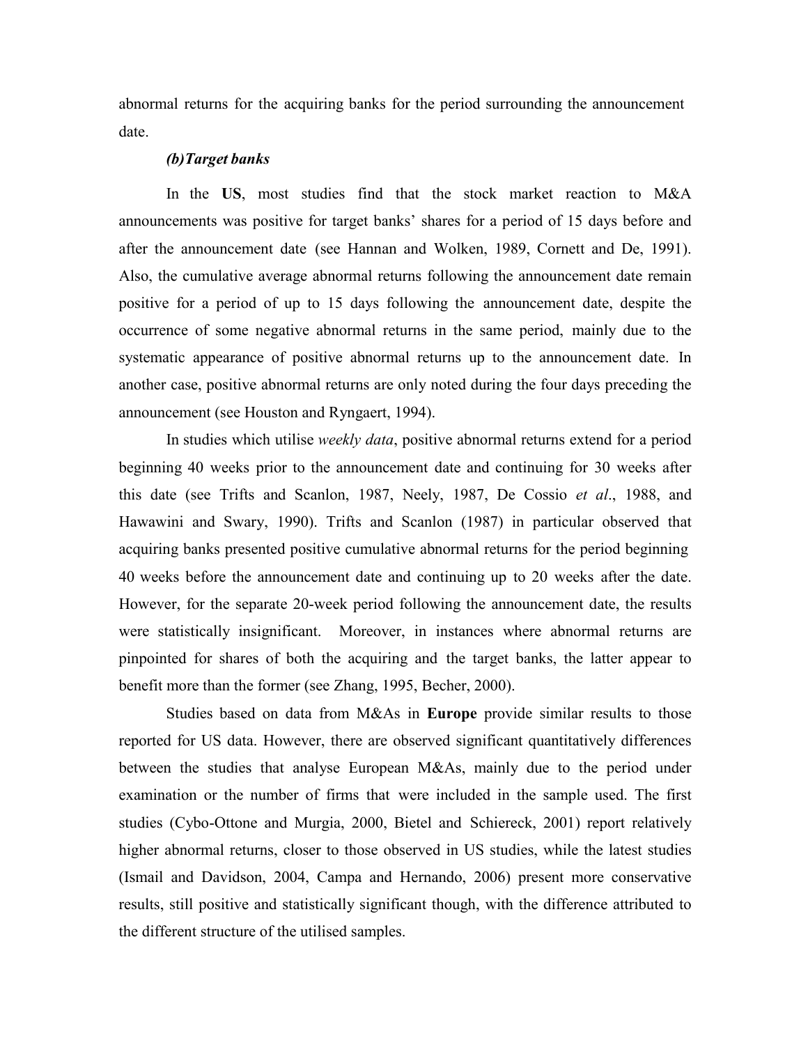abnormal returns for the acquiring banks for the period surrounding the announcement date.

***(b)Target banks***

In the **US**, most studies find that the stock market reaction to M&A announcements was positive for target banks' shares for a period of 15 days before and after the announcement date (see Hannan and Wolken, 1989, Cornett and De, 1991). Also, the cumulative average abnormal returns following the announcement date remain positive for a period of up to 15 days following the announcement date, despite the occurrence of some negative abnormal returns in the same period, mainly due to the systematic appearance of positive abnormal returns up to the announcement date. In another case, positive abnormal returns are only noted during the four days preceding the announcement (see Houston and Ryngaert, 1994).

In studies which utilise *weekly data*, positive abnormal returns extend for a period beginning 40 weeks prior to the announcement date and continuing for 30 weeks after this date (see Trifts and Scanlon, 1987, Neely, 1987, De Cossio *et al*., 1988, and Hawawini and Swary, 1990). Trifts and Scanlon (1987) in particular observed that acquiring banks presented positive cumulative abnormal returns for the period beginning 40 weeks before the announcement date and continuing up to 20 weeks after the date. However, for the separate 20-week period following the announcement date, the results were statistically insignificant. Moreover, in instances where abnormal returns are pinpointed for shares of both the acquiring and the target banks, the latter appear to benefit more than the former (see Zhang, 1995, Becher, 2000).

Studies based on data from M&As in **Europe** provide similar results to those reported for US data. However, there are observed significant quantitatively differences between the studies that analyse European M&As, mainly due to the period under examination or the number of firms that were included in the sample used. The first studies (Cybo-Ottone and Murgia, 2000, Bietel and Schiereck, 2001) report relatively higher abnormal returns, closer to those observed in US studies, while the latest studies (Ismail and Davidson, 2004, Campa and Hernando, 2006) present more conservative results, still positive and statistically significant though, with the difference attributed to the different structure of the utilised samples.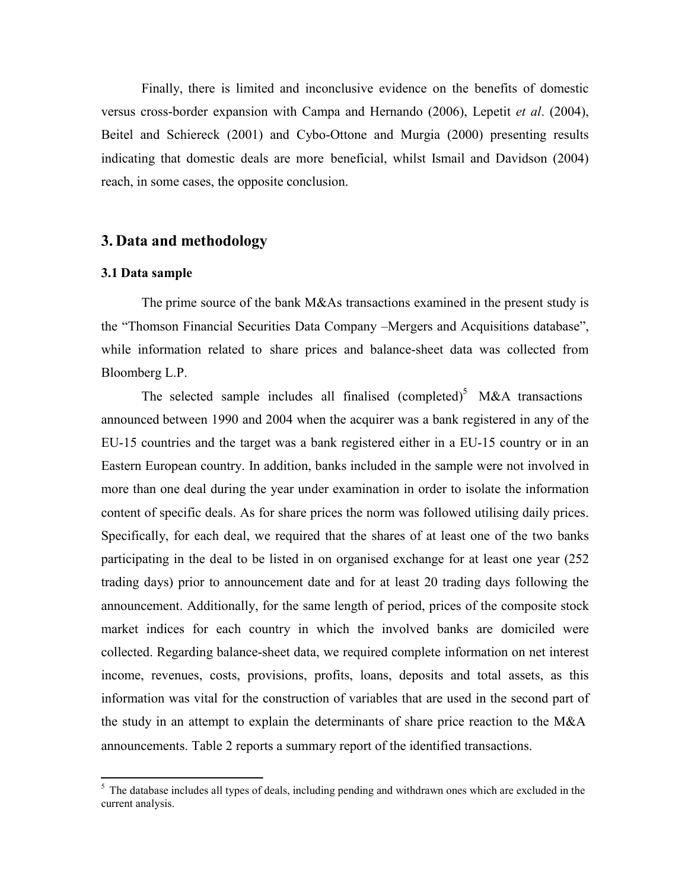Finally, there is limited and inconclusive evidence on the benefits of domestic versus cross-border expansion with Campa and Hernando (2006), Lepetit *et al*. (2004), Beitel and Schiereck (2001) and Cybo-Ottone and Murgia (2000) presenting results indicating that domestic deals are more beneficial, whilst Ismail and Davidson (2004) reach, in some cases, the opposite conclusion.

## 3. Data and methodology

### 3.1 Data sample

The prime source of the bank M&As transactions examined in the present study is the "Thomson Financial Securities Data Company –Mergers and Acquisitions database", while information related to share prices and balance-sheet data was collected from Bloomberg L.P.

The selected sample includes all finalised (completed)[5] M&A transactions announced between 1990 and 2004 when the acquirer was a bank registered in any of the EU-15 countries and the target was a bank registered either in a EU-15 country or in an Eastern European country. In addition, banks included in the sample were not involved in more than one deal during the year under examination in order to isolate the information content of specific deals. As for share prices the norm was followed utilising daily prices. Specifically, for each deal, we required that the shares of at least one of the two banks participating in the deal to be listed in on organised exchange for at least one year (252 trading days) prior to announcement date and for at least 20 trading days following the announcement. Additionally, for the same length of period, prices of the composite stock market indices for each country in which the involved banks are domiciled were collected. Regarding balance-sheet data, we required complete information on net interest income, revenues, costs, provisions, profits, loans, deposits and total assets, as this information was vital for the construction of variables that are used in the second part of the study in an attempt to explain the determinants of share price reaction to the M&A announcements. Table 2 reports a summary report of the identified transactions.

[5] The database includes all types of deals, including pending and withdrawn ones which are excluded in the current analysis.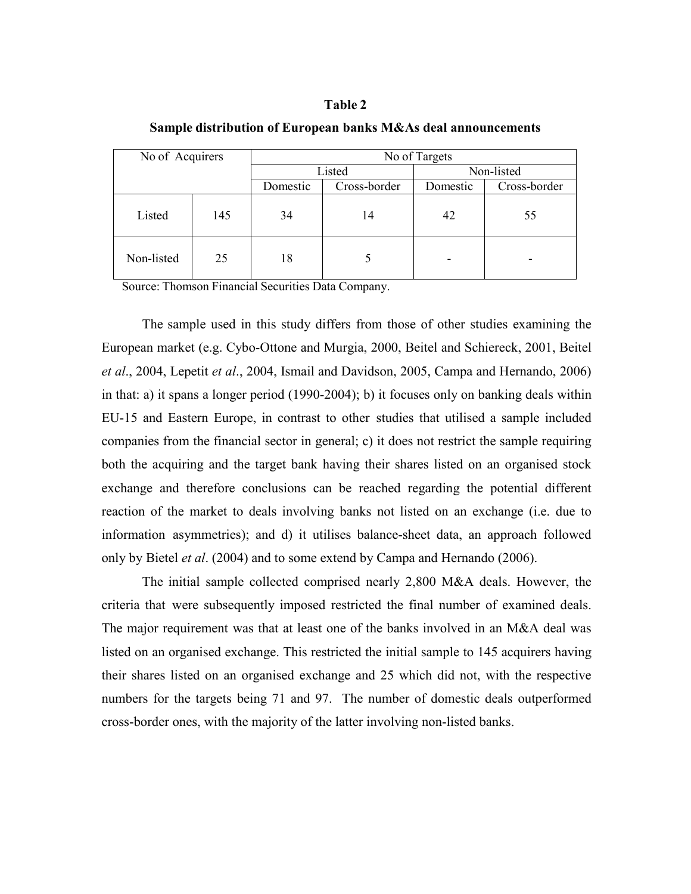**Table 2**

**Sample distribution of European banks M&As deal announcements**

| No of Acquirers | | No of Targets | | | |
|---|---|---|---|---|---|
| | | Listed | | Non-listed | |
| | | Domestic | Cross-border | Domestic | Cross-border |
| Listed | 145 | 34 | 14 | 42 | 55 |
| Non-listed | 25 | 18 | 5 | - | - |

Source: Thomson Financial Securities Data Company.

The sample used in this study differs from those of other studies examining the European market (e.g. Cybo-Ottone and Murgia, 2000, Beitel and Schiereck, 2001, Beitel *et al*., 2004, Lepetit *et al*., 2004, Ismail and Davidson, 2005, Campa and Hernando, 2006) in that: a) it spans a longer period (1990-2004); b) it focuses only on banking deals within EU-15 and Eastern Europe, in contrast to other studies that utilised a sample included companies from the financial sector in general; c) it does not restrict the sample requiring both the acquiring and the target bank having their shares listed on an organised stock exchange and therefore conclusions can be reached regarding the potential different reaction of the market to deals involving banks not listed on an exchange (i.e. due to information asymmetries); and d) it utilises balance-sheet data, an approach followed only by Bietel *et al*. (2004) and to some extend by Campa and Hernando (2006).

The initial sample collected comprised nearly 2,800 M&A deals. However, the criteria that were subsequently imposed restricted the final number of examined deals. The major requirement was that at least one of the banks involved in an M&A deal was listed on an organised exchange. This restricted the initial sample to 145 acquirers having their shares listed on an organised exchange and 25 which did not, with the respective numbers for the targets being 71 and 97. The number of domestic deals outperformed cross-border ones, with the majority of the latter involving non-listed banks.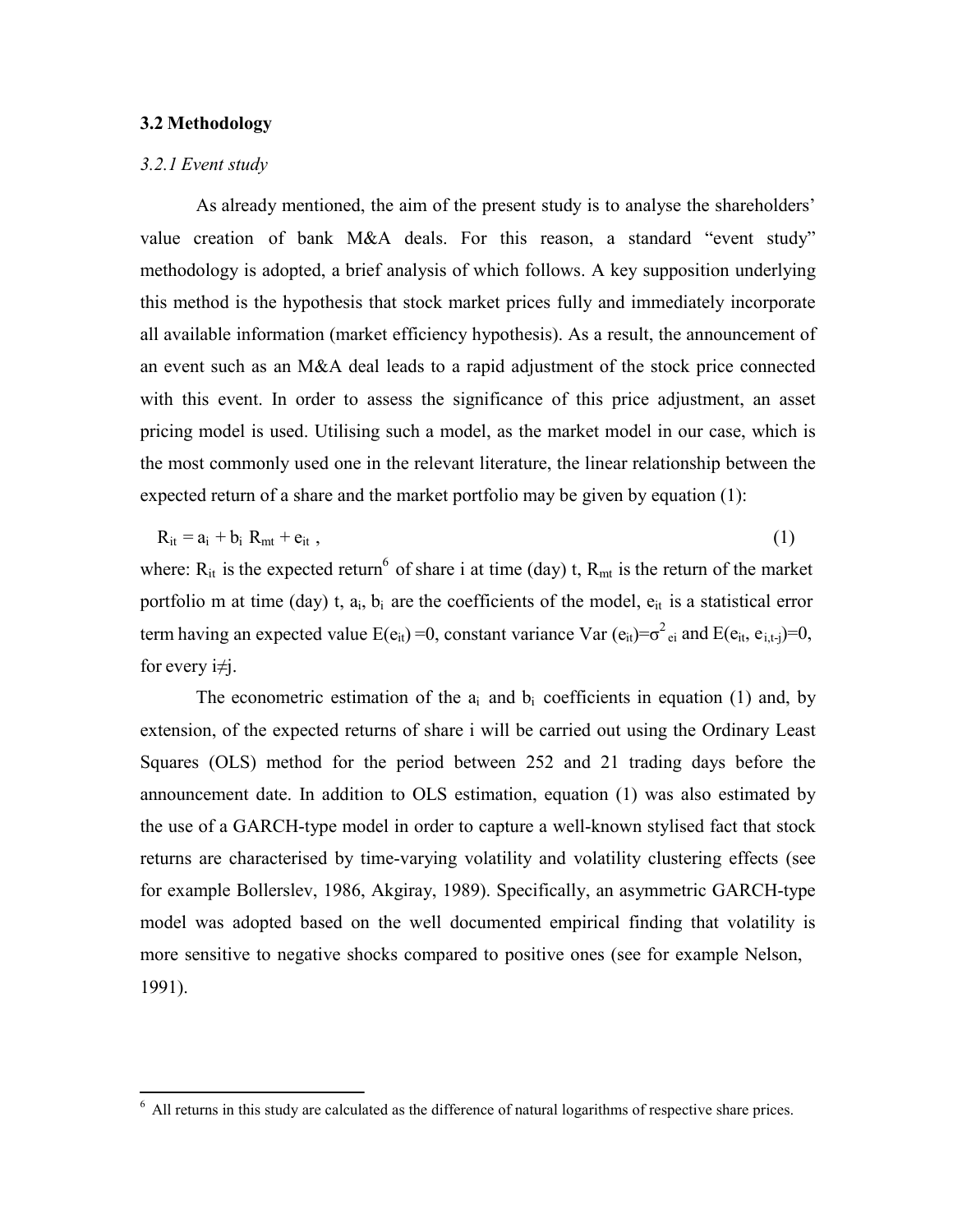## 3.2 Methodology

### *3.2.1 Event study*

As already mentioned, the aim of the present study is to analyse the shareholders' value creation of bank M&A deals. For this reason, a standard "event study" methodology is adopted, a brief analysis of which follows. A key supposition underlying this method is the hypothesis that stock market prices fully and immediately incorporate all available information (market efficiency hypothesis). As a result, the announcement of an event such as an M&A deal leads to a rapid adjustment of the stock price connected with this event. In order to assess the significance of this price adjustment, an asset pricing model is used. Utilising such a model, as the market model in our case, which is the most commonly used one in the relevant literature, the linear relationship between the expected return of a share and the market portfolio may be given by equation (1):

$$R_{it} = a_i + b_i \; R_{mt} + e_{it} \; , \qquad (1)$$

where: $R_{it}$ is the expected return[6] of share i at time (day) t, $R_{mt}$ is the return of the market portfolio m at time (day) t, $a_i$, $b_i$ are the coefficients of the model, $e_{it}$ is a statistical error term having an expected value $E(e_{it}) = 0$, constant variance $Var(e_{it}) = \sigma^2_{ei}$ and $E(e_{it}, e_{i,t-j}) = 0$, for every $i \neq j$.

The econometric estimation of the $a_i$ and $b_i$ coefficients in equation (1) and, by extension, of the expected returns of share i will be carried out using the Ordinary Least Squares (OLS) method for the period between 252 and 21 trading days before the announcement date. In addition to OLS estimation, equation (1) was also estimated by the use of a GARCH-type model in order to capture a well-known stylised fact that stock returns are characterised by time-varying volatility and volatility clustering effects (see for example Bollerslev, 1986, Akgiray, 1989). Specifically, an asymmetric GARCH-type model was adopted based on the well documented empirical finding that volatility is more sensitive to negative shocks compared to positive ones (see for example Nelson, 1991).

---

[6] All returns in this study are calculated as the difference of natural logarithms of respective share prices.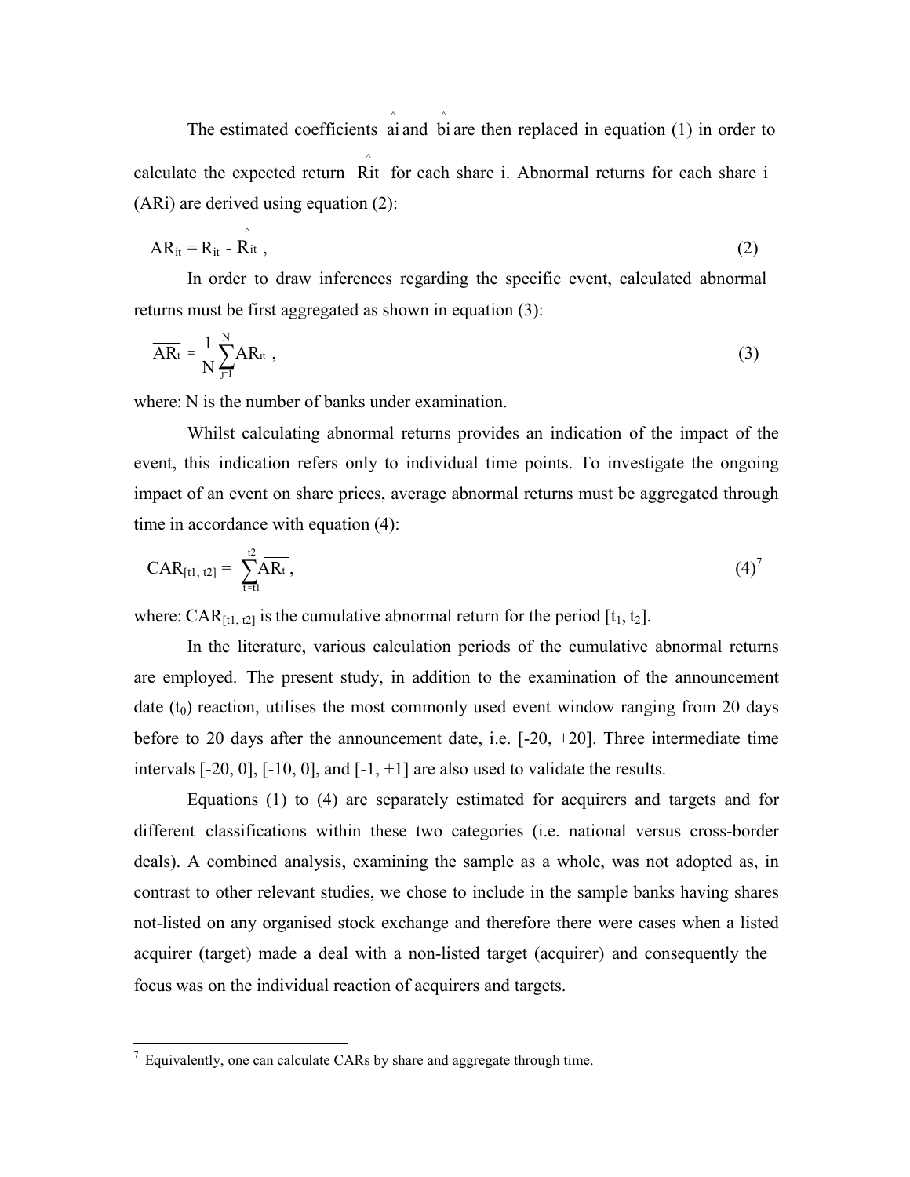The estimated coefficients $\hat{a}_i$ and $\hat{b}_i$ are then replaced in equation (1) in order to calculate the expected return $\hat{R}_{it}$ for each share i. Abnormal returns for each share i ($AR_i$) are derived using equation (2):

$$AR_{it} = R_{it} - \hat{R}_{it} \, , \tag{2}$$

In order to draw inferences regarding the specific event, calculated abnormal returns must be first aggregated as shown in equation (3):

$$\overline{AR_t} = \frac{1}{N}\sum_{j=1}^{N} AR_{it} \, , \tag{3}$$

where: N is the number of banks under examination.

Whilst calculating abnormal returns provides an indication of the impact of the event, this indication refers only to individual time points. To investigate the ongoing impact of an event on share prices, average abnormal returns must be aggregated through time in accordance with equation (4):

$$CAR_{[t1,\, t2]} = \sum_{t=t1}^{t2} \overline{AR_t} \, , \tag{4}$$ [7]

where: $CAR_{[t1,\, t2]}$ is the cumulative abnormal return for the period $[t_1, t_2]$.

In the literature, various calculation periods of the cumulative abnormal returns are employed. The present study, in addition to the examination of the announcement date ($t_0$) reaction, utilises the most commonly used event window ranging from 20 days before to 20 days after the announcement date, i.e. [-20, +20]. Three intermediate time intervals [-20, 0], [-10, 0], and [-1, +1] are also used to validate the results.

Equations (1) to (4) are separately estimated for acquirers and targets and for different classifications within these two categories (i.e. national versus cross-border deals). A combined analysis, examining the sample as a whole, was not adopted as, in contrast to other relevant studies, we chose to include in the sample banks having shares not-listed on any organised stock exchange and therefore there were cases when a listed acquirer (target) made a deal with a non-listed target (acquirer) and consequently the focus was on the individual reaction of acquirers and targets.

---

[7] Equivalently, one can calculate CARs by share and aggregate through time.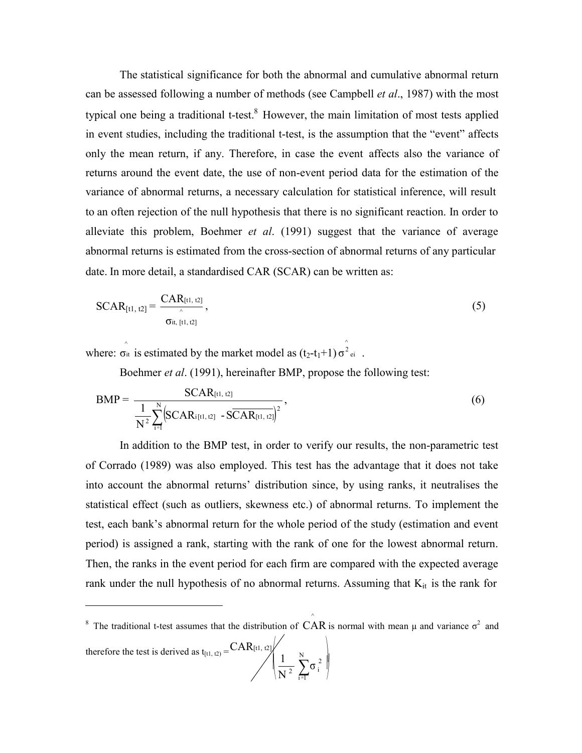The statistical significance for both the abnormal and cumulative abnormal return can be assessed following a number of methods (see Campbell *et al*., 1987) with the most typical one being a traditional t-test.[8] However, the main limitation of most tests applied in event studies, including the traditional t-test, is the assumption that the "event" affects only the mean return, if any. Therefore, in case the event affects also the variance of returns around the event date, the use of non-event period data for the estimation of the variance of abnormal returns, a necessary calculation for statistical inference, will result to an often rejection of the null hypothesis that there is no significant reaction. In order to alleviate this problem, Boehmer *et al*. (1991) suggest that the variance of average abnormal returns is estimated from the cross-section of abnormal returns of any particular date. In more detail, a standardised CAR (SCAR) can be written as:

$$\text{SCAR}_{[t1,\, t2]} = \frac{\text{CAR}_{[t1,\, t2]}}{\hat{\sigma}_{it,\, [t1,\, t2]}}, \tag{5}$$

where: $\hat{\sigma}_{it}$ is estimated by the market model as $(t_2\text{-}t_1\text{+}1)\,\hat{\sigma}^2_{ei}$ .

Boehmer *et al*. (1991), hereinafter BMP, propose the following test:

$$\text{BMP} = \frac{\text{SCAR}_{[t1,\, t2]}}{\frac{1}{N^2}\sum_{i=1}^{N}\left(\text{SCAR}_{i[t1,\, t2]} - \overline{\text{SCAR}_{[t1,\, t2]}}\right)^2}, \tag{6}$$

In addition to the BMP test, in order to verify our results, the non-parametric test of Corrado (1989) was also employed. This test has the advantage that it does not take into account the abnormal returns' distribution since, by using ranks, it neutralises the statistical effect (such as outliers, skewness etc.) of abnormal returns. To implement the test, each bank's abnormal return for the whole period of the study (estimation and event period) is assigned a rank, starting with the rank of one for the lowest abnormal return. Then, the ranks in the event period for each firm are compared with the expected average rank under the null hypothesis of no abnormal returns. Assuming that $K_{it}$ is the rank for

---

[8] The traditional t-test assumes that the distribution of $\hat{\text{CAR}}$ is normal with mean $\mu$ and variance $\sigma^2$ and therefore the test is derived as $t_{[t1,\, t2)} = \text{CAR}_{[t1,\, t2]} \Big/ \left(\frac{1}{N^2} \sum_{i=1}^{N} \sigma_i^2\right)$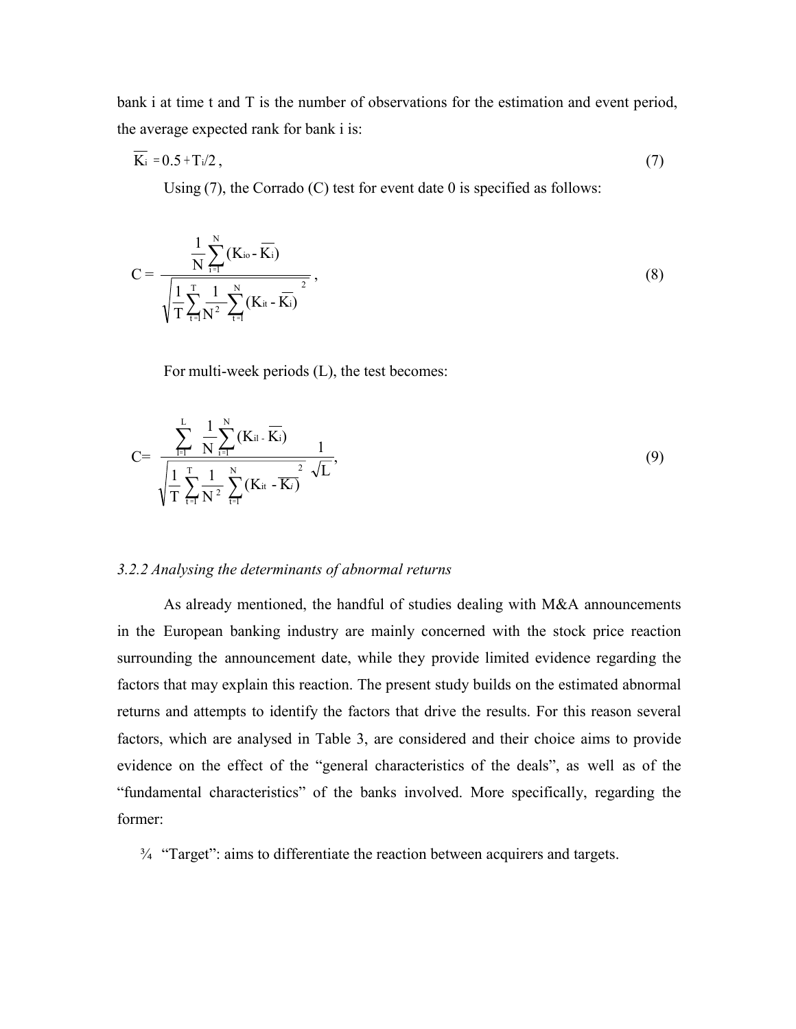bank i at time t and T is the number of observations for the estimation and event period, the average expected rank for bank i is:

$$\overline{K_i} = 0.5 + T_i/2\,, \tag{7}$$

Using (7), the Corrado (C) test for event date 0 is specified as follows:

$$C = \frac{\frac{1}{N}\sum_{i=1}^{N}(K_{io} - \overline{K_i})}{\sqrt{\frac{1}{T}\sum_{t=1}^{T}\frac{1}{N^2}\sum_{t=1}^{N}(K_{it} - \overline{K_i})^2}}\,, \tag{8}$$

For multi-week periods (L), the test becomes:

$$C = \frac{\sum_{l=1}^{L}\frac{1}{N}\sum_{i=1}^{N}(K_{il} - \overline{K_i})}{\sqrt{\frac{1}{T}\sum_{t=1}^{T}\frac{1}{N^2}\sum_{t=1}^{N}(K_{it} - \overline{K_i})^2}}\frac{1}{\sqrt{L}}, \tag{9}$$

*3.2.2 Analysing the determinants of abnormal returns*

As already mentioned, the handful of studies dealing with M&A announcements in the European banking industry are mainly concerned with the stock price reaction surrounding the announcement date, while they provide limited evidence regarding the factors that may explain this reaction. The present study builds on the estimated abnormal returns and attempts to identify the factors that drive the results. For this reason several factors, which are analysed in Table 3, are considered and their choice aims to provide evidence on the effect of the "general characteristics of the deals", as well as of the "fundamental characteristics" of the banks involved. More specifically, regarding the former:

- "Target": aims to differentiate the reaction between acquirers and targets.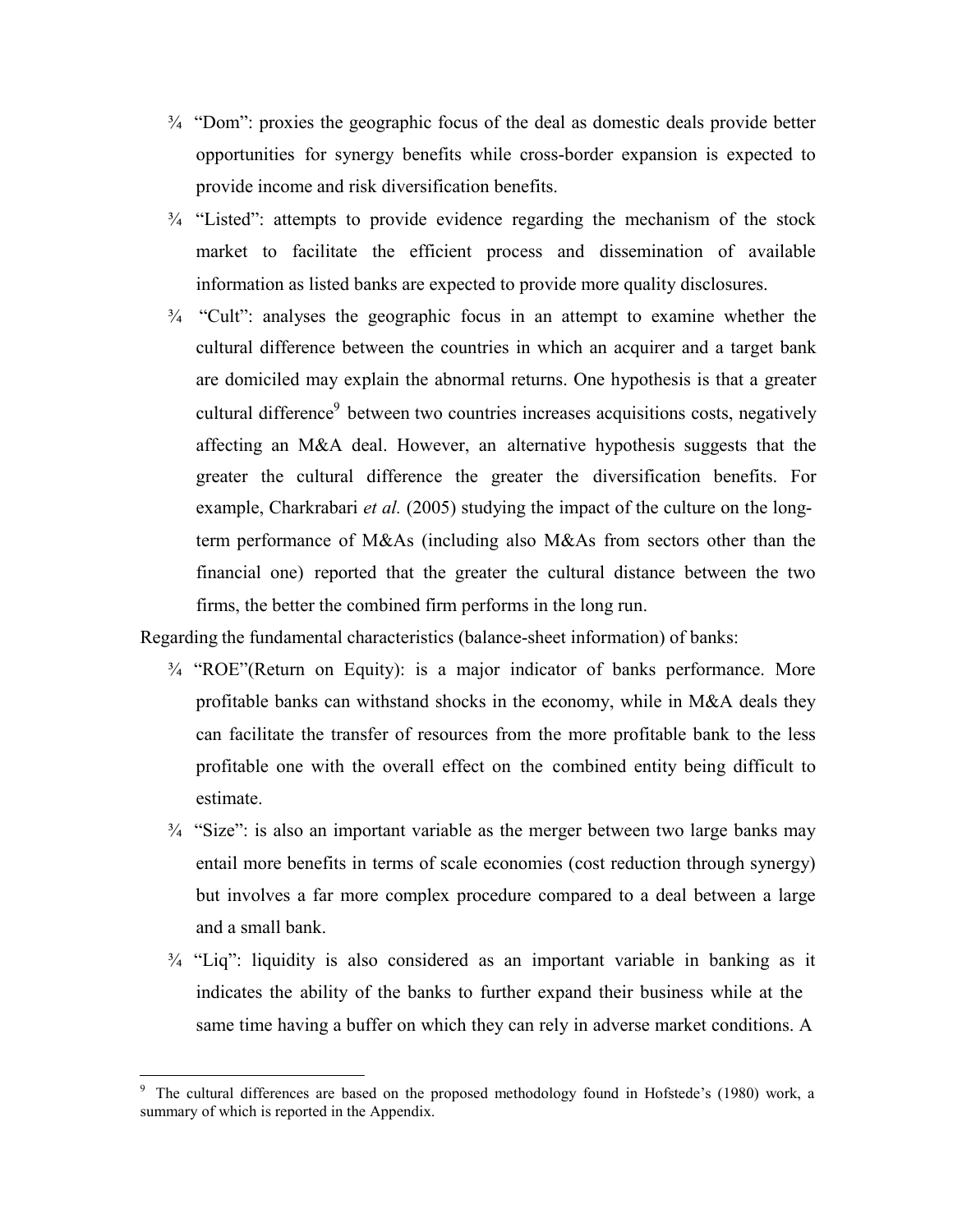- "Dom": proxies the geographic focus of the deal as domestic deals provide better opportunities for synergy benefits while cross-border expansion is expected to provide income and risk diversification benefits.
- "Listed": attempts to provide evidence regarding the mechanism of the stock market to facilitate the efficient process and dissemination of available information as listed banks are expected to provide more quality disclosures.
- "Cult": analyses the geographic focus in an attempt to examine whether the cultural difference between the countries in which an acquirer and a target bank are domiciled may explain the abnormal returns. One hypothesis is that a greater cultural difference[9] between two countries increases acquisitions costs, negatively affecting an M&A deal. However, an alternative hypothesis suggests that the greater the cultural difference the greater the diversification benefits. For example, Charkrabari *et al.* (2005) studying the impact of the culture on the long-term performance of M&As (including also M&As from sectors other than the financial one) reported that the greater the cultural distance between the two firms, the better the combined firm performs in the long run.

Regarding the fundamental characteristics (balance-sheet information) of banks:

- "ROE"(Return on Equity): is a major indicator of banks performance. More profitable banks can withstand shocks in the economy, while in M&A deals they can facilitate the transfer of resources from the more profitable bank to the less profitable one with the overall effect on the combined entity being difficult to estimate.
- "Size": is also an important variable as the merger between two large banks may entail more benefits in terms of scale economies (cost reduction through synergy) but involves a far more complex procedure compared to a deal between a large and a small bank.
- "Liq": liquidity is also considered as an important variable in banking as it indicates the ability of the banks to further expand their business while at the same time having a buffer on which they can rely in adverse market conditions. A

[9] The cultural differences are based on the proposed methodology found in Hofstede's (1980) work, a summary of which is reported in the Appendix.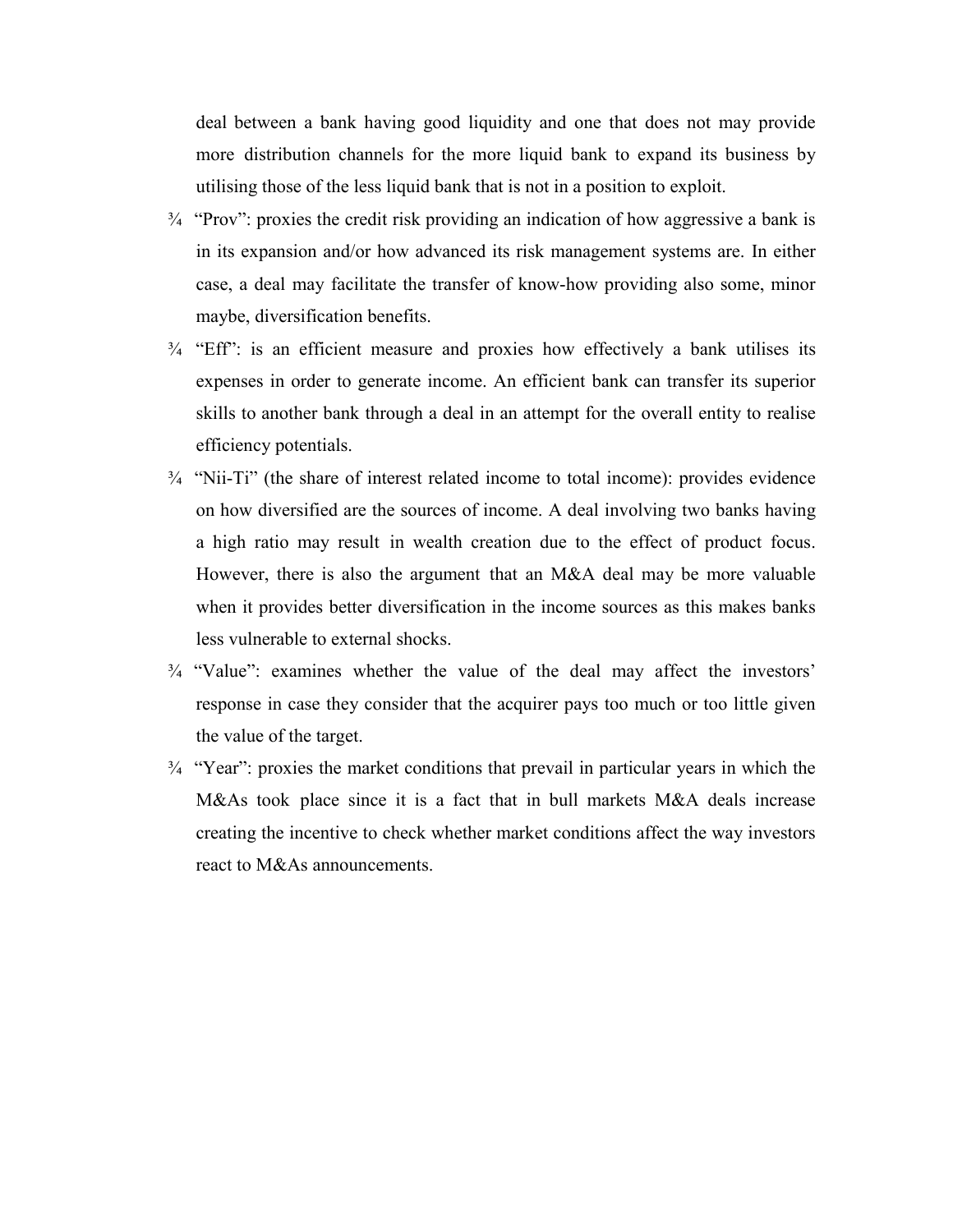deal between a bank having good liquidity and one that does not may provide more distribution channels for the more liquid bank to expand its business by utilising those of the less liquid bank that is not in a position to exploit.

- "Prov": proxies the credit risk providing an indication of how aggressive a bank is in its expansion and/or how advanced its risk management systems are. In either case, a deal may facilitate the transfer of know-how providing also some, minor maybe, diversification benefits.
- "Eff": is an efficient measure and proxies how effectively a bank utilises its expenses in order to generate income. An efficient bank can transfer its superior skills to another bank through a deal in an attempt for the overall entity to realise efficiency potentials.
- "Nii-Ti" (the share of interest related income to total income): provides evidence on how diversified are the sources of income. A deal involving two banks having a high ratio may result in wealth creation due to the effect of product focus. However, there is also the argument that an M&A deal may be more valuable when it provides better diversification in the income sources as this makes banks less vulnerable to external shocks.
- "Value": examines whether the value of the deal may affect the investors' response in case they consider that the acquirer pays too much or too little given the value of the target.
- "Year": proxies the market conditions that prevail in particular years in which the M&As took place since it is a fact that in bull markets M&A deals increase creating the incentive to check whether market conditions affect the way investors react to M&As announcements.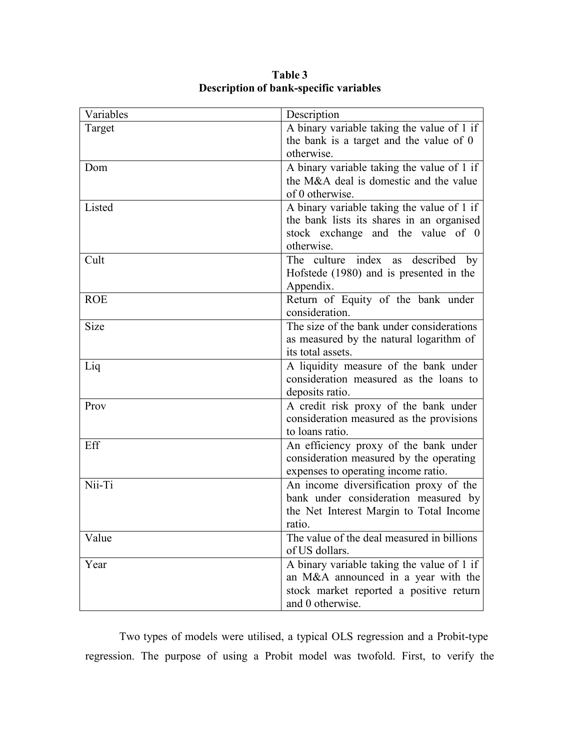**Table 3**
**Description of bank-specific variables**

| Variables | Description |
|---|---|
| Target | A binary variable taking the value of 1 if the bank is a target and the value of 0 otherwise. |
| Dom | A binary variable taking the value of 1 if the M&A deal is domestic and the value of 0 otherwise. |
| Listed | A binary variable taking the value of 1 if the bank lists its shares in an organised stock exchange and the value of 0 otherwise. |
| Cult | The culture index as described by Hofstede (1980) and is presented in the Appendix. |
| ROE | Return of Equity of the bank under consideration. |
| Size | The size of the bank under considerations as measured by the natural logarithm of its total assets. |
| Liq | A liquidity measure of the bank under consideration measured as the loans to deposits ratio. |
| Prov | A credit risk proxy of the bank under consideration measured as the provisions to loans ratio. |
| Eff | An efficiency proxy of the bank under consideration measured by the operating expenses to operating income ratio. |
| Nii-Ti | An income diversification proxy of the bank under consideration measured by the Net Interest Margin to Total Income ratio. |
| Value | The value of the deal measured in billions of US dollars. |
| Year | A binary variable taking the value of 1 if an M&A announced in a year with the stock market reported a positive return and 0 otherwise. |

Two types of models were utilised, a typical OLS regression and a Probit-type regression. The purpose of using a Probit model was twofold. First, to verify the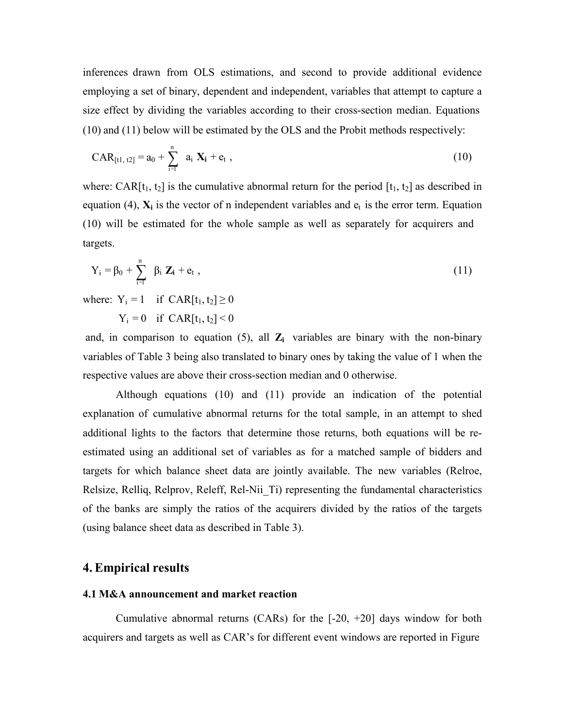inferences drawn from OLS estimations, and second to provide additional evidence employing a set of binary, dependent and independent, variables that attempt to capture a size effect by dividing the variables according to their cross-section median. Equations (10) and (11) below will be estimated by the OLS and the Probit methods respectively:

$$CAR_{[t1,\, t2]} = a_0 + \sum_{i=1}^{n} a_i \mathbf{X_i} + e_t \,, \tag{10}$$

where: $CAR[t_1, t_2]$ is the cumulative abnormal return for the period $[t_1, t_2]$ as described in equation (4), $\mathbf{X_i}$ is the vector of n independent variables and $e_t$ is the error term. Equation (10) will be estimated for the whole sample as well as separately for acquirers and targets.

$$Y_i = \beta_0 + \sum_{i=1}^{n} \beta_i \mathbf{Z_i} + e_t \,, \tag{11}$$

where: $Y_i = 1$ if $CAR[t_1, t_2] \geq 0$

$Y_i = 0$ if $CAR[t_1, t_2] < 0$

and, in comparison to equation (5), all $\mathbf{Z_i}$ variables are binary with the non-binary variables of Table 3 being also translated to binary ones by taking the value of 1 when the respective values are above their cross-section median and 0 otherwise.

Although equations (10) and (11) provide an indication of the potential explanation of cumulative abnormal returns for the total sample, in an attempt to shed additional lights to the factors that determine those returns, both equations will be re-estimated using an additional set of variables as for a matched sample of bidders and targets for which balance sheet data are jointly available. The new variables (Relroe, Relsize, Relliq, Relprov, Releff, Rel-Nii_Ti) representing the fundamental characteristics of the banks are simply the ratios of the acquirers divided by the ratios of the targets (using balance sheet data as described in Table 3).

## 4. Empirical results

### 4.1 M&A announcement and market reaction

Cumulative abnormal returns (CARs) for the [-20, +20] days window for both acquirers and targets as well as CAR's for different event windows are reported in Figure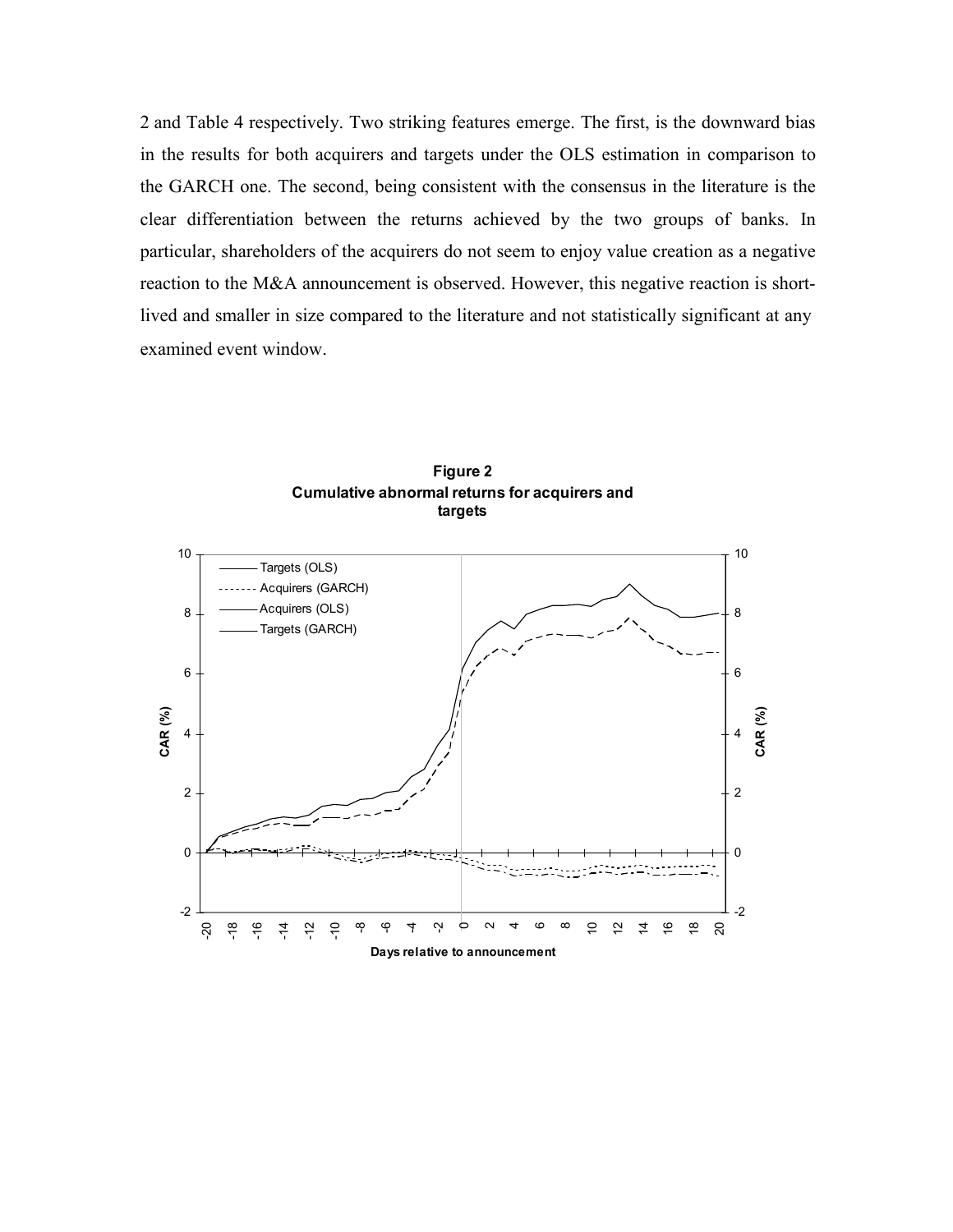2 and Table 4 respectively. Two striking features emerge. The first, is the downward bias in the results for both acquirers and targets under the OLS estimation in comparison to the GARCH one. The second, being consistent with the consensus in the literature is the clear differentiation between the returns achieved by the two groups of banks. In particular, shareholders of the acquirers do not seem to enjoy value creation as a negative reaction to the M&A announcement is observed. However, this negative reaction is short-lived and smaller in size compared to the literature and not statistically significant at any examined event window.

**Figure 2**
**Cumulative abnormal returns for acquirers and targets**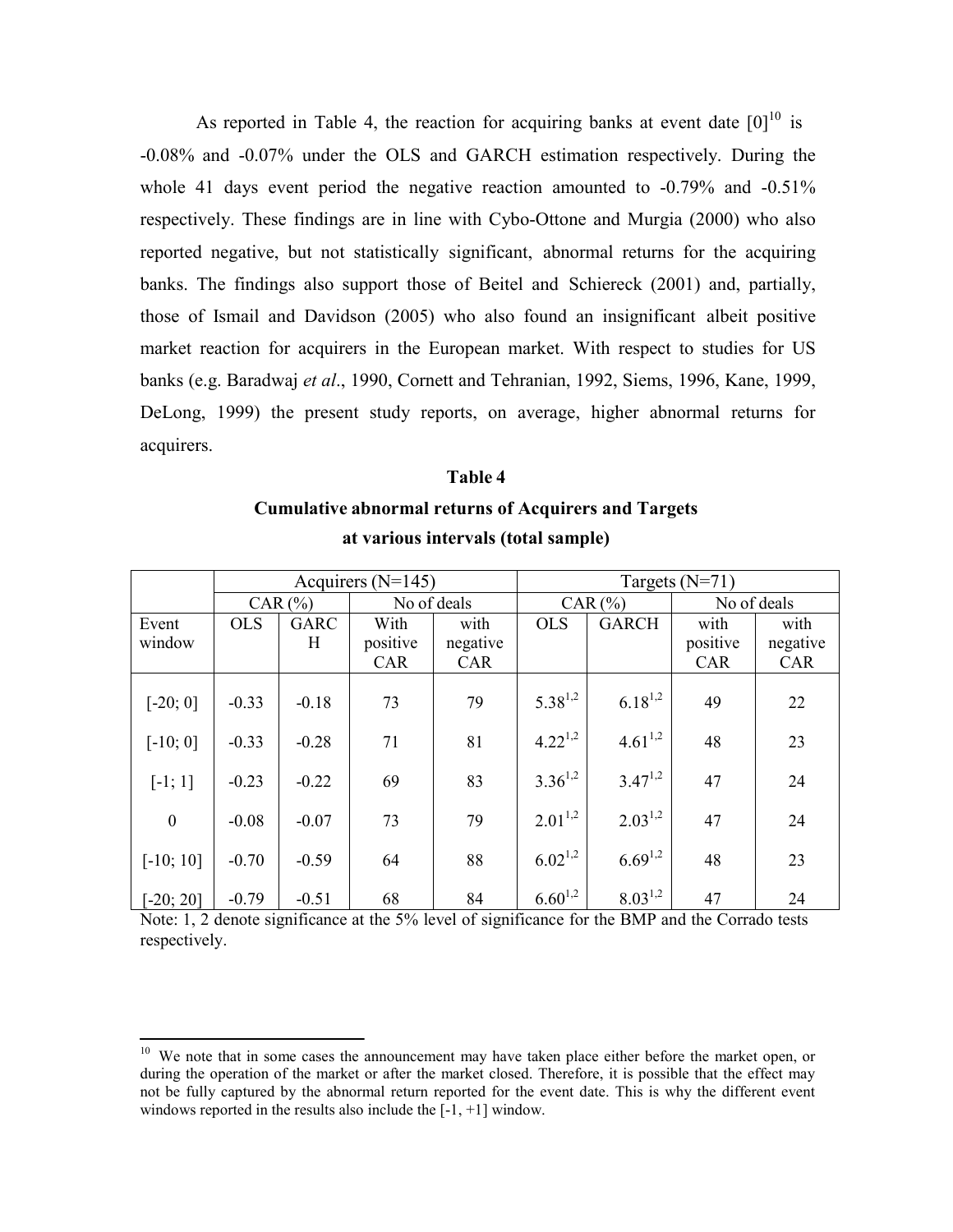As reported in Table 4, the reaction for acquiring banks at event date [0][10] is -0.08% and -0.07% under the OLS and GARCH estimation respectively. During the whole 41 days event period the negative reaction amounted to -0.79% and -0.51% respectively. These findings are in line with Cybo-Ottone and Murgia (2000) who also reported negative, but not statistically significant, abnormal returns for the acquiring banks. The findings also support those of Beitel and Schiereck (2001) and, partially, those of Ismail and Davidson (2005) who also found an insignificant albeit positive market reaction for acquirers in the European market. With respect to studies for US banks (e.g. Baradwaj *et al*., 1990, Cornett and Tehranian, 1992, Siems, 1996, Kane, 1999, DeLong, 1999) the present study reports, on average, higher abnormal returns for acquirers.

**Table 4**

**Cumulative abnormal returns of Acquirers and Targets at various intervals (total sample)**

| | Acquirers (N=145) | | | | Targets (N=71) | | | |
|---|---|---|---|---|---|---|---|---|
| | CAR (%) | | No of deals | | CAR (%) | | No of deals | |
| Event window | OLS | GARCH | With positive CAR | with negative CAR | OLS | GARCH | with positive CAR | with negative CAR |
| [-20; 0] | -0.33 | -0.18 | 73 | 79 | 5.38[1,2] | 6.18[1,2] | 49 | 22 |
| [-10; 0] | -0.33 | -0.28 | 71 | 81 | 4.22[1,2] | 4.61[1,2] | 48 | 23 |
| [-1; 1] | -0.23 | -0.22 | 69 | 83 | 3.36[1,2] | 3.47[1,2] | 47 | 24 |
| 0 | -0.08 | -0.07 | 73 | 79 | 2.01[1,2] | 2.03[1,2] | 47 | 24 |
| [-10; 10] | -0.70 | -0.59 | 64 | 88 | 6.02[1,2] | 6.69[1,2] | 48 | 23 |
| [-20; 20] | -0.79 | -0.51 | 68 | 84 | 6.60[1,2] | 8.03[1,2] | 47 | 24 |

Note: 1, 2 denote significance at the 5% level of significance for the BMP and the Corrado tests respectively.

---

[10] We note that in some cases the announcement may have taken place either before the market open, or during the operation of the market or after the market closed. Therefore, it is possible that the effect may not be fully captured by the abnormal return reported for the event date. This is why the different event windows reported in the results also include the [-1, +1] window.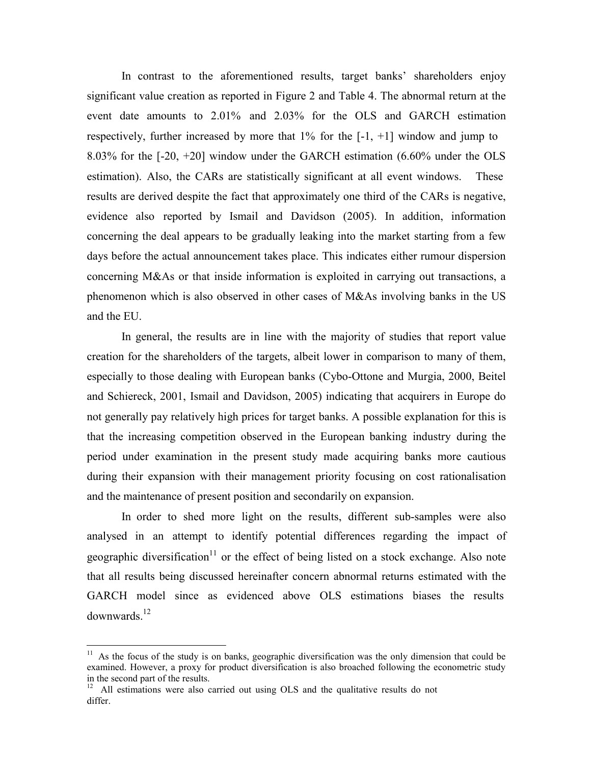In contrast to the aforementioned results, target banks' shareholders enjoy significant value creation as reported in Figure 2 and Table 4. The abnormal return at the event date amounts to 2.01% and 2.03% for the OLS and GARCH estimation respectively, further increased by more that 1% for the [-1, +1] window and jump to 8.03% for the [-20, +20] window under the GARCH estimation (6.60% under the OLS estimation). Also, the CARs are statistically significant at all event windows. These results are derived despite the fact that approximately one third of the CARs is negative, evidence also reported by Ismail and Davidson (2005). In addition, information concerning the deal appears to be gradually leaking into the market starting from a few days before the actual announcement takes place. This indicates either rumour dispersion concerning M&As or that inside information is exploited in carrying out transactions, a phenomenon which is also observed in other cases of M&As involving banks in the US and the EU.

In general, the results are in line with the majority of studies that report value creation for the shareholders of the targets, albeit lower in comparison to many of them, especially to those dealing with European banks (Cybo-Ottone and Murgia, 2000, Beitel and Schiereck, 2001, Ismail and Davidson, 2005) indicating that acquirers in Europe do not generally pay relatively high prices for target banks. A possible explanation for this is that the increasing competition observed in the European banking industry during the period under examination in the present study made acquiring banks more cautious during their expansion with their management priority focusing on cost rationalisation and the maintenance of present position and secondarily on expansion.

In order to shed more light on the results, different sub-samples were also analysed in an attempt to identify potential differences regarding the impact of geographic diversification[11] or the effect of being listed on a stock exchange. Also note that all results being discussed hereinafter concern abnormal returns estimated with the GARCH model since as evidenced above OLS estimations biases the results downwards.[12]

---

[11] As the focus of the study is on banks, geographic diversification was the only dimension that could be examined. However, a proxy for product diversification is also broached following the econometric study in the second part of the results.

[12] All estimations were also carried out using OLS and the qualitative results do not differ.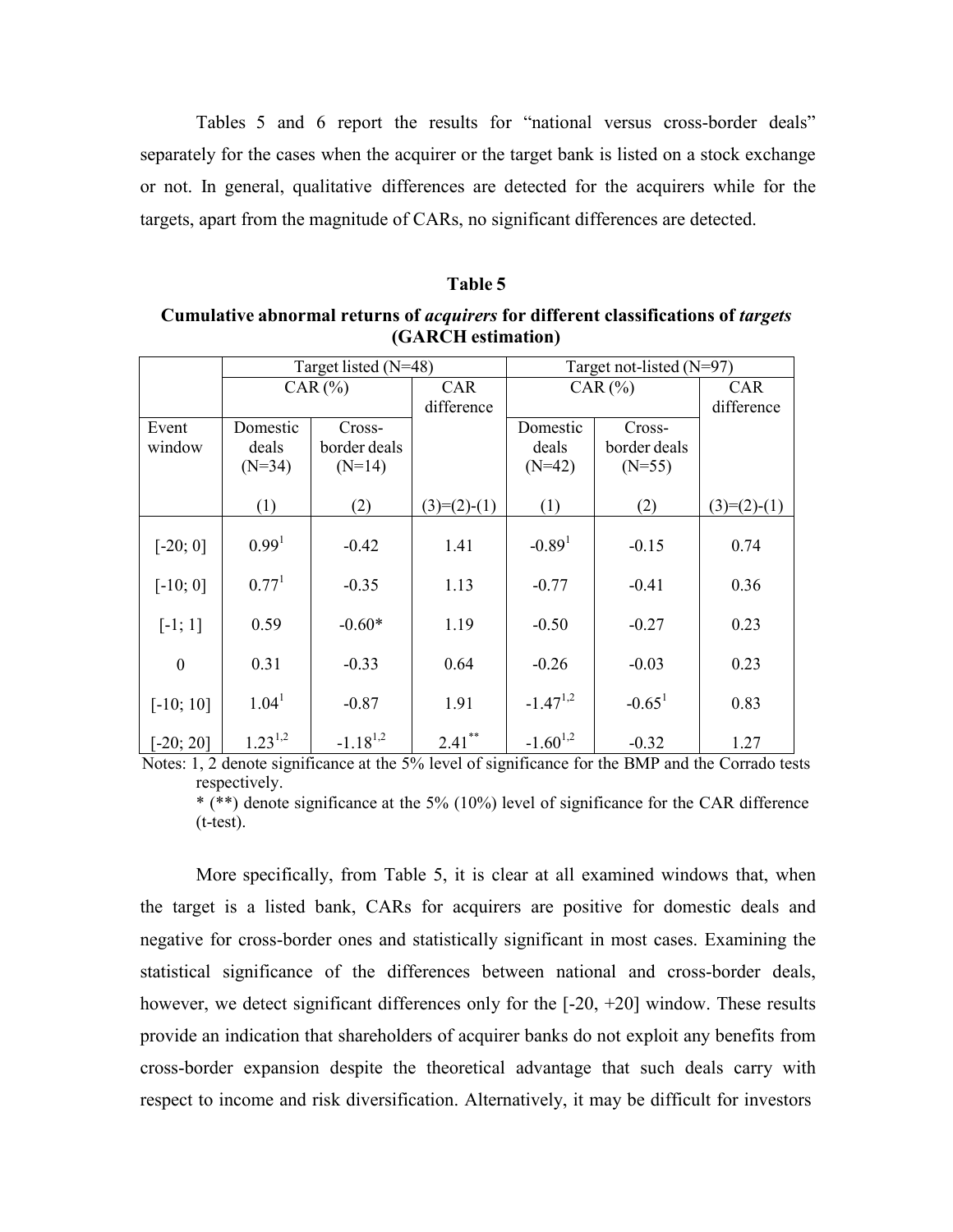Tables 5 and 6 report the results for "national versus cross-border deals" separately for the cases when the acquirer or the target bank is listed on a stock exchange or not. In general, qualitative differences are detected for the acquirers while for the targets, apart from the magnitude of CARs, no significant differences are detected.

**Table 5**

**Cumulative abnormal returns of *acquirers* for different classifications of *targets* (GARCH estimation)**

| | Target listed (N=48) | | | Target not-listed (N=97) | | |
|---|---|---|---|---|---|---|
| | CAR (%) | | CAR difference | CAR (%) | | CAR difference |
| Event window | Domestic deals (N=34) | Cross-border deals (N=14) | | Domestic deals (N=42) | Cross-border deals (N=55) | |
| | (1) | (2) | (3)=(2)-(1) | (1) | (2) | (3)=(2)-(1) |
| [-20; 0] | 0.99[1] | -0.42 | 1.41 | -0.89[1] | -0.15 | 0.74 |
| [-10; 0] | 0.77[1] | -0.35 | 1.13 | -0.77 | -0.41 | 0.36 |
| [-1; 1] | 0.59 | -0.60* | 1.19 | -0.50 | -0.27 | 0.23 |
| 0 | 0.31 | -0.33 | 0.64 | -0.26 | -0.03 | 0.23 |
| [-10; 10] | 1.04[1] | -0.87 | 1.91 | -1.47[1,2] | -0.65[1] | 0.83 |
| [-20; 20] | 1.23[1,2] | -1.18[1,2] | 2.41** | -1.60[1,2] | -0.32 | 1.27 |

Notes: 1, 2 denote significance at the 5% level of significance for the BMP and the Corrado tests respectively.
* (**) denote significance at the 5% (10%) level of significance for the CAR difference (t-test).

More specifically, from Table 5, it is clear at all examined windows that, when the target is a listed bank, CARs for acquirers are positive for domestic deals and negative for cross-border ones and statistically significant in most cases. Examining the statistical significance of the differences between national and cross-border deals, however, we detect significant differences only for the [-20, +20] window. These results provide an indication that shareholders of acquirer banks do not exploit any benefits from cross-border expansion despite the theoretical advantage that such deals carry with respect to income and risk diversification. Alternatively, it may be difficult for investors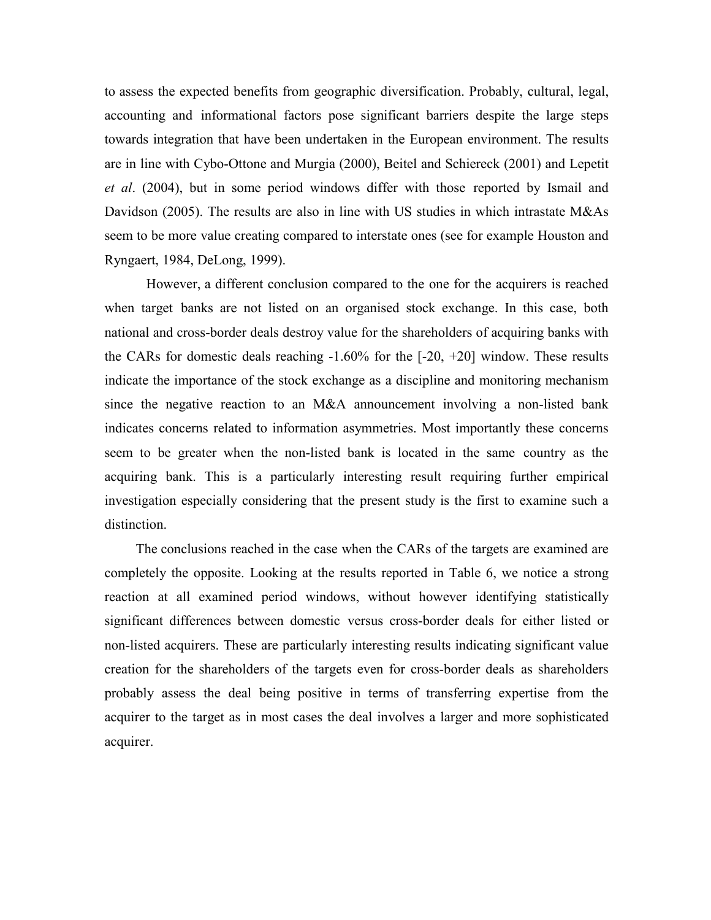to assess the expected benefits from geographic diversification. Probably, cultural, legal, accounting and informational factors pose significant barriers despite the large steps towards integration that have been undertaken in the European environment. The results are in line with Cybo-Ottone and Murgia (2000), Beitel and Schiereck (2001) and Lepetit *et al*. (2004), but in some period windows differ with those reported by Ismail and Davidson (2005). The results are also in line with US studies in which intrastate M&As seem to be more value creating compared to interstate ones (see for example Houston and Ryngaert, 1984, DeLong, 1999).

However, a different conclusion compared to the one for the acquirers is reached when target banks are not listed on an organised stock exchange. In this case, both national and cross-border deals destroy value for the shareholders of acquiring banks with the CARs for domestic deals reaching -1.60% for the [-20, +20] window. These results indicate the importance of the stock exchange as a discipline and monitoring mechanism since the negative reaction to an M&A announcement involving a non-listed bank indicates concerns related to information asymmetries. Most importantly these concerns seem to be greater when the non-listed bank is located in the same country as the acquiring bank. This is a particularly interesting result requiring further empirical investigation especially considering that the present study is the first to examine such a distinction.

The conclusions reached in the case when the CARs of the targets are examined are completely the opposite. Looking at the results reported in Table 6, we notice a strong reaction at all examined period windows, without however identifying statistically significant differences between domestic versus cross-border deals for either listed or non-listed acquirers. These are particularly interesting results indicating significant value creation for the shareholders of the targets even for cross-border deals as shareholders probably assess the deal being positive in terms of transferring expertise from the acquirer to the target as in most cases the deal involves a larger and more sophisticated acquirer.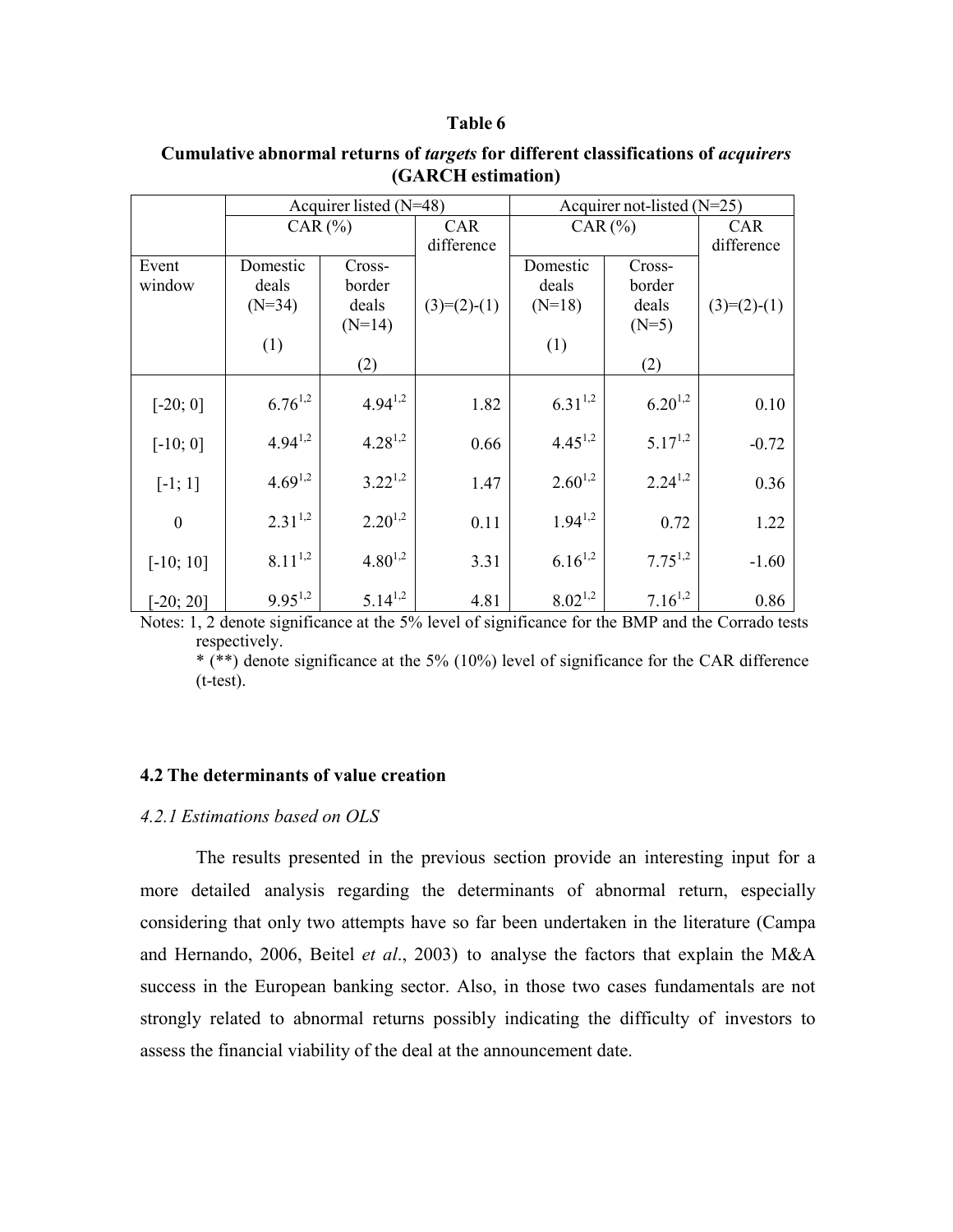**Table 6**

**Cumulative abnormal returns of *targets* for different classifications of *acquirers* (GARCH estimation)**

| | Acquirer listed (N=48) | | | Acquirer not-listed (N=25) | | |
|---|---|---|---|---|---|---|
| | CAR (%) | | CAR difference | CAR (%) | | CAR difference |
| Event window | Domestic deals (N=34) (1) | Cross-border deals (N=14) (2) | (3)=(2)-(1) | Domestic deals (N=18) (1) | Cross-border deals (N=5) (2) | (3)=(2)-(1) |
| [-20; 0] | 6.76[1,2] | 4.94[1,2] | 1.82 | 6.31[1,2] | 6.20[1,2] | 0.10 |
| [-10; 0] | 4.94[1,2] | 4.28[1,2] | 0.66 | 4.45[1,2] | 5.17[1,2] | -0.72 |
| [-1; 1] | 4.69[1,2] | 3.22[1,2] | 1.47 | 2.60[1,2] | 2.24[1,2] | 0.36 |
| 0 | 2.31[1,2] | 2.20[1,2] | 0.11 | 1.94[1,2] | 0.72 | 1.22 |
| [-10; 10] | 8.11[1,2] | 4.80[1,2] | 3.31 | 6.16[1,2] | 7.75[1,2] | -1.60 |
| [-20; 20] | 9.95[1,2] | 5.14[1,2] | 4.81 | 8.02[1,2] | 7.16[1,2] | 0.86 |

Notes: 1, 2 denote significance at the 5% level of significance for the BMP and the Corrado tests respectively.
\* (\*\*) denote significance at the 5% (10%) level of significance for the CAR difference (t-test).

### 4.2 The determinants of value creation

#### *4.2.1 Estimations based on OLS*

The results presented in the previous section provide an interesting input for a more detailed analysis regarding the determinants of abnormal return, especially considering that only two attempts have so far been undertaken in the literature (Campa and Hernando, 2006, Beitel *et al*., 2003) to analyse the factors that explain the M&A success in the European banking sector. Also, in those two cases fundamentals are not strongly related to abnormal returns possibly indicating the difficulty of investors to assess the financial viability of the deal at the announcement date.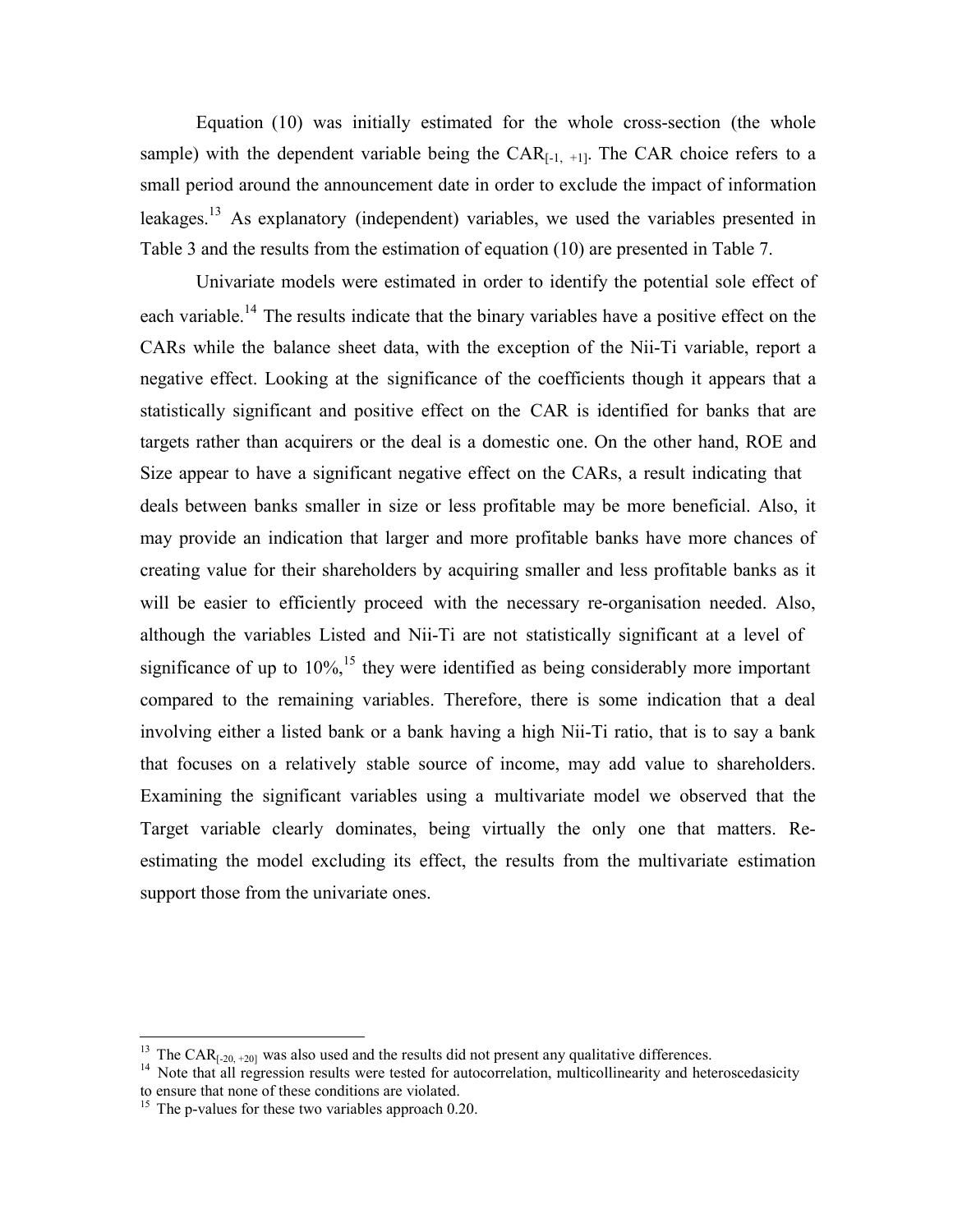Equation (10) was initially estimated for the whole cross-section (the whole sample) with the dependent variable being the $CAR_{[-1, +1]}$. The CAR choice refers to a small period around the announcement date in order to exclude the impact of information leakages.[13] As explanatory (independent) variables, we used the variables presented in Table 3 and the results from the estimation of equation (10) are presented in Table 7.

Univariate models were estimated in order to identify the potential sole effect of each variable.[14] The results indicate that the binary variables have a positive effect on the CARs while the balance sheet data, with the exception of the Nii-Ti variable, report a negative effect. Looking at the significance of the coefficients though it appears that a statistically significant and positive effect on the CAR is identified for banks that are targets rather than acquirers or the deal is a domestic one. On the other hand, ROE and Size appear to have a significant negative effect on the CARs, a result indicating that deals between banks smaller in size or less profitable may be more beneficial. Also, it may provide an indication that larger and more profitable banks have more chances of creating value for their shareholders by acquiring smaller and less profitable banks as it will be easier to efficiently proceed with the necessary re-organisation needed. Also, although the variables Listed and Nii-Ti are not statistically significant at a level of significance of up to 10%,[15] they were identified as being considerably more important compared to the remaining variables. Therefore, there is some indication that a deal involving either a listed bank or a bank having a high Nii-Ti ratio, that is to say a bank that focuses on a relatively stable source of income, may add value to shareholders. Examining the significant variables using a multivariate model we observed that the Target variable clearly dominates, being virtually the only one that matters. Re-estimating the model excluding its effect, the results from the multivariate estimation support those from the univariate ones.

---

[13] The $CAR_{[-20, +20]}$ was also used and the results did not present any qualitative differences.

[14] Note that all regression results were tested for autocorrelation, multicollinearity and heteroscedasicity to ensure that none of these conditions are violated.

[15] The p-values for these two variables approach 0.20.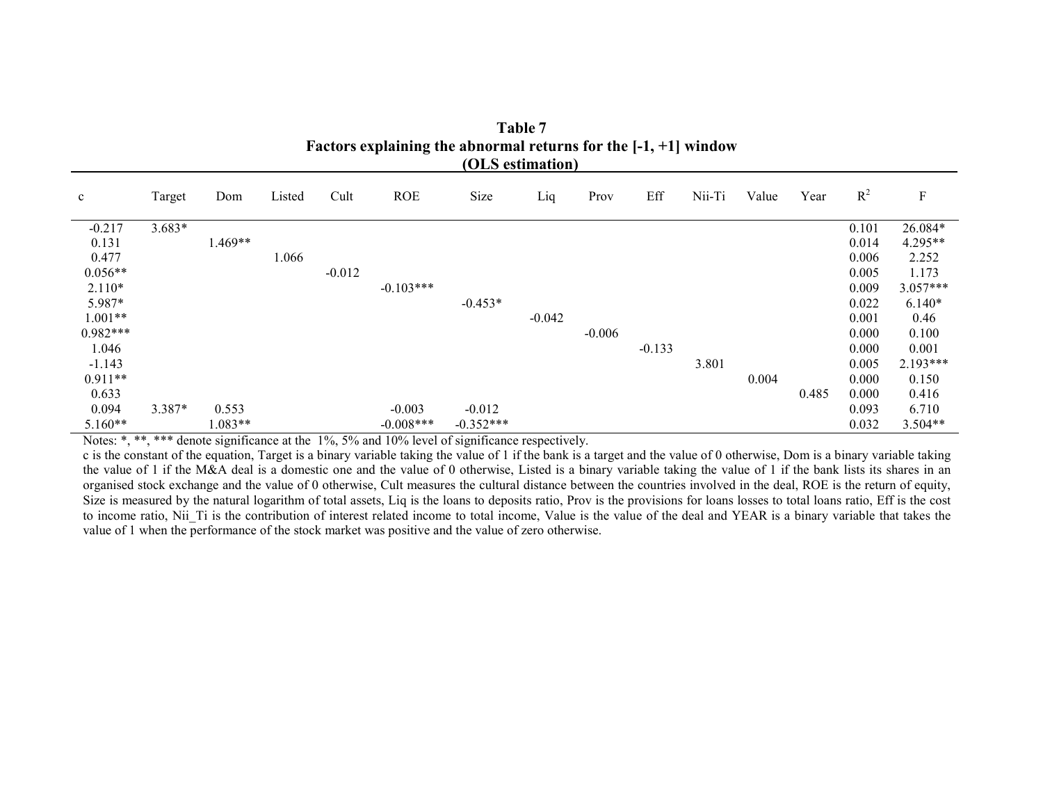**Table 7**
**Factors explaining the abnormal returns for the [-1, +1] window**
**(OLS estimation)**

| c | Target | Dom | Listed | Cult | ROE | Size | Liq | Prov | Eff | Nii-Ti | Value | Year | $R^2$ | F |
|---|---|---|---|---|---|---|---|---|---|---|---|---|---|---|
| -0.217 | 3.683* | | | | | | | | | | | | 0.101 | 26.084* |
| 0.131 | | 1.469** | | | | | | | | | | | 0.014 | 4.295** |
| 0.477 | | | 1.066 | | | | | | | | | | 0.006 | 2.252 |
| 0.056** | | | | -0.012 | | | | | | | | | 0.005 | 1.173 |
| 2.110* | | | | | -0.103*** | | | | | | | | 0.009 | 3.057*** |
| 5.987* | | | | | | -0.453* | | | | | | | 0.022 | 6.140* |
| 1.001** | | | | | | | -0.042 | | | | | | 0.001 | 0.46 |
| 0.982*** | | | | | | | | -0.006 | | | | | 0.000 | 0.100 |
| 1.046 | | | | | | | | | -0.133 | | | | 0.000 | 0.001 |
| -1.143 | | | | | | | | | | 3.801 | | | 0.005 | 2.193*** |
| 0.911** | | | | | | | | | | | 0.004 | | 0.000 | 0.150 |
| 0.633 | | | | | | | | | | | | 0.485 | 0.000 | 0.416 |
| 0.094 | 3.387* | 0.553 | | | -0.003 | -0.012 | | | | | | | 0.093 | 6.710 |
| 5.160** | | 1.083** | | | -0.008*** | -0.352*** | | | | | | | 0.032 | 3.504** |

Notes: *, **, *** denote significance at the 1%, 5% and 10% level of significance respectively.
c is the constant of the equation, Target is a binary variable taking the value of 1 if the bank is a target and the value of 0 otherwise, Dom is a binary variable taking the value of 1 if the M&A deal is a domestic one and the value of 0 otherwise, Listed is a binary variable taking the value of 1 if the bank lists its shares in an organised stock exchange and the value of 0 otherwise, Cult measures the cultural distance between the countries involved in the deal, ROE is the return of equity, Size is measured by the natural logarithm of total assets, Liq is the loans to deposits ratio, Prov is the provisions for loans losses to total loans ratio, Eff is the cost to income ratio, Nii_Ti is the contribution of interest related income to total income, Value is the value of the deal and YEAR is a binary variable that takes the value of 1 when the performance of the stock market was positive and the value of zero otherwise.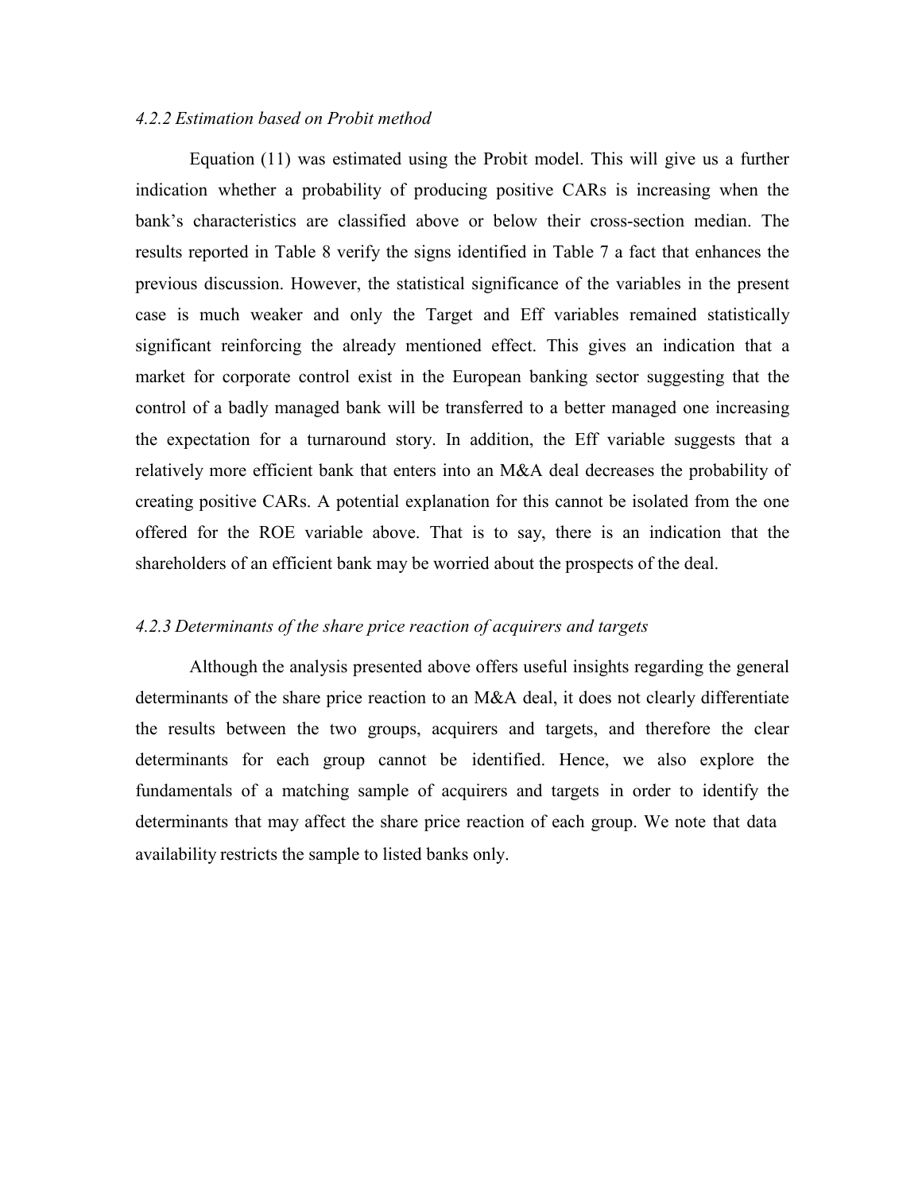#### *4.2.2 Estimation based on Probit method*

Equation (11) was estimated using the Probit model. This will give us a further indication whether a probability of producing positive CARs is increasing when the bank's characteristics are classified above or below their cross-section median. The results reported in Table 8 verify the signs identified in Table 7 a fact that enhances the previous discussion. However, the statistical significance of the variables in the present case is much weaker and only the Target and Eff variables remained statistically significant reinforcing the already mentioned effect. This gives an indication that a market for corporate control exist in the European banking sector suggesting that the control of a badly managed bank will be transferred to a better managed one increasing the expectation for a turnaround story. In addition, the Eff variable suggests that a relatively more efficient bank that enters into an M&A deal decreases the probability of creating positive CARs. A potential explanation for this cannot be isolated from the one offered for the ROE variable above. That is to say, there is an indication that the shareholders of an efficient bank may be worried about the prospects of the deal.

#### *4.2.3 Determinants of the share price reaction of acquirers and targets*

Although the analysis presented above offers useful insights regarding the general determinants of the share price reaction to an M&A deal, it does not clearly differentiate the results between the two groups, acquirers and targets, and therefore the clear determinants for each group cannot be identified. Hence, we also explore the fundamentals of a matching sample of acquirers and targets in order to identify the determinants that may affect the share price reaction of each group. We note that data availability restricts the sample to listed banks only.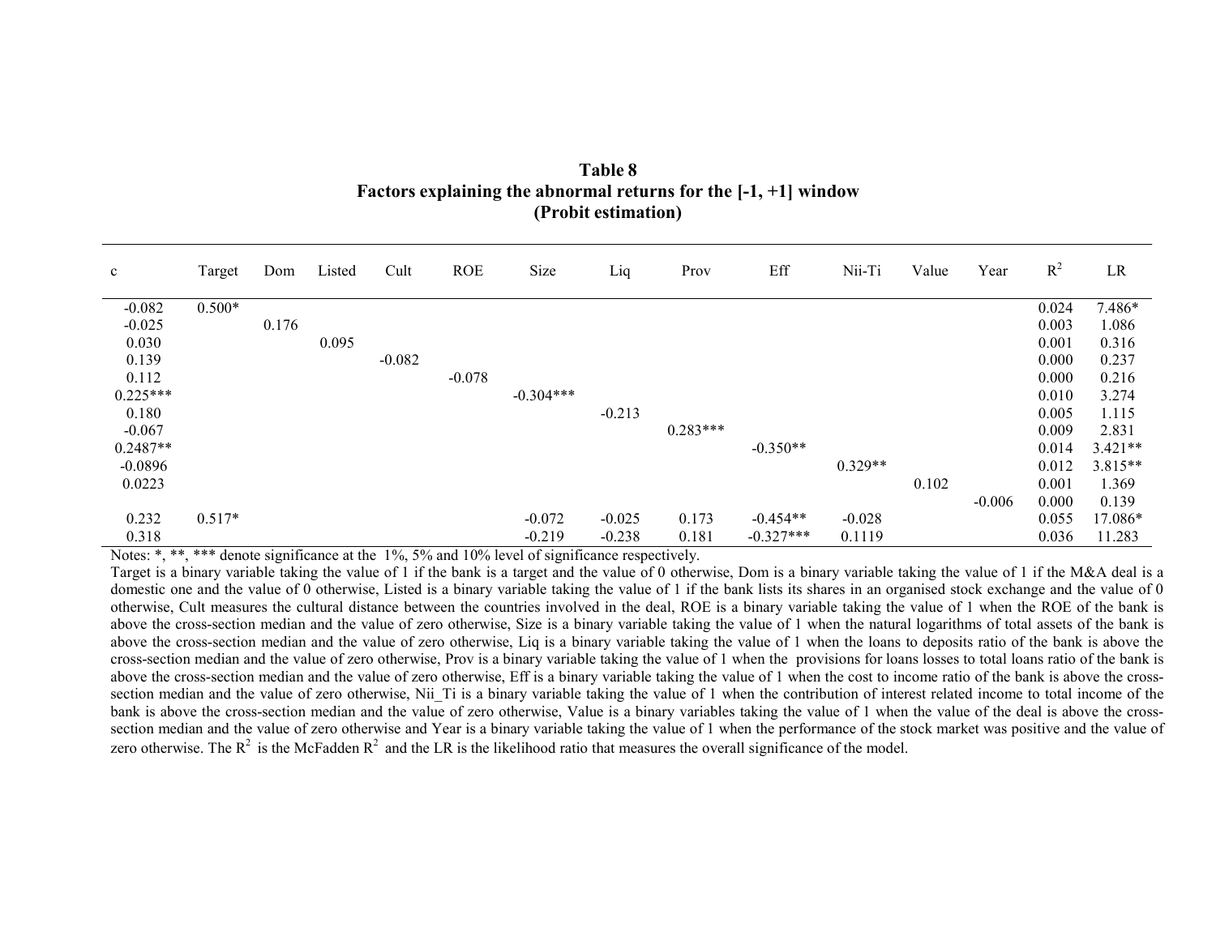**Table 8**
**Factors explaining the abnormal returns for the [-1, +1] window**
**(Probit estimation)**

| c | Target | Dom | Listed | Cult | ROE | Size | Liq | Prov | Eff | Nii-Ti | Value | Year | $R^2$ | LR |
|---|---|---|---|---|---|---|---|---|---|---|---|---|---|---|
| -0.082 | 0.500* | | | | | | | | | | | | 0.024 | 7.486* |
| -0.025 | | 0.176 | | | | | | | | | | | 0.003 | 1.086 |
| 0.030 | | | 0.095 | | | | | | | | | | 0.001 | 0.316 |
| 0.139 | | | | -0.082 | | | | | | | | | 0.000 | 0.237 |
| 0.112 | | | | | -0.078 | | | | | | | | 0.000 | 0.216 |
| 0.225*** | | | | | | -0.304*** | | | | | | | 0.010 | 3.274 |
| 0.180 | | | | | | | -0.213 | | | | | | 0.005 | 1.115 |
| -0.067 | | | | | | | | 0.283*** | | | | | 0.009 | 2.831 |
| 0.2487** | | | | | | | | | -0.350** | | | | 0.014 | 3.421** |
| -0.0896 | | | | | | | | | | 0.329** | | | 0.012 | 3.815** |
| 0.0223 | | | | | | | | | | | 0.102 | | 0.001 | 1.369 |
| | | | | | | | | | | | | -0.006 | 0.000 | 0.139 |
| 0.232 | 0.517* | | | | | -0.072 | -0.025 | 0.173 | -0.454** | -0.028 | | | 0.055 | 17.086* |
| 0.318 | | | | | | -0.219 | -0.238 | 0.181 | -0.327*** | 0.1119 | | | 0.036 | 11.283 |

Notes: *, **, *** denote significance at the 1%, 5% and 10% level of significance respectively.
Target is a binary variable taking the value of 1 if the bank is a target and the value of 0 otherwise, Dom is a binary variable taking the value of 1 if the M&A deal is a domestic one and the value of 0 otherwise, Listed is a binary variable taking the value of 1 if the bank lists its shares in an organised stock exchange and the value of 0 otherwise, Cult measures the cultural distance between the countries involved in the deal, ROE is a binary variable taking the value of 1 when the ROE of the bank is above the cross-section median and the value of zero otherwise, Size is a binary variable taking the value of 1 when the natural logarithms of total assets of the bank is above the cross-section median and the value of zero otherwise, Liq is a binary variable taking the value of 1 when the loans to deposits ratio of the bank is above the cross-section median and the value of zero otherwise, Prov is a binary variable taking the value of 1 when the provisions for loans losses to total loans ratio of the bank is above the cross-section median and the value of zero otherwise, Eff is a binary variable taking the value of 1 when the cost to income ratio of the bank is above the cross-section median and the value of zero otherwise, Nii_Ti is a binary variable taking the value of 1 when the contribution of interest related income to total income of the bank is above the cross-section median and the value of zero otherwise, Value is a binary variables taking the value of 1 when the value of the deal is above the cross-section median and the value of zero otherwise and Year is a binary variable taking the value of 1 when the performance of the stock market was positive and the value of zero otherwise. The $R^2$ is the McFadden $R^2$ and the LR is the likelihood ratio that measures the overall significance of the model.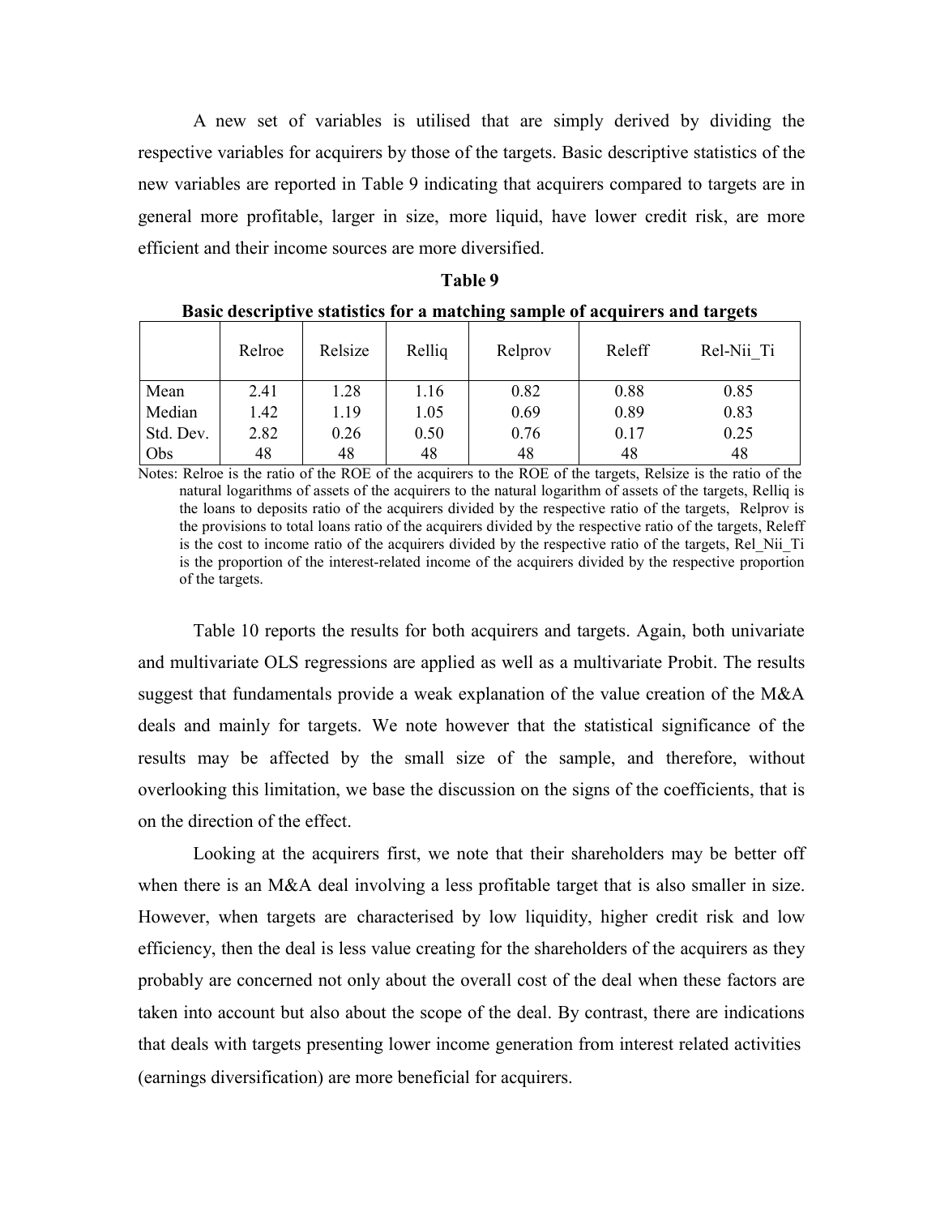A new set of variables is utilised that are simply derived by dividing the respective variables for acquirers by those of the targets. Basic descriptive statistics of the new variables are reported in Table 9 indicating that acquirers compared to targets are in general more profitable, larger in size, more liquid, have lower credit risk, are more efficient and their income sources are more diversified.

**Table 9**

**Basic descriptive statistics for a matching sample of acquirers and targets**

| | Relroe | Relsize | Relliq | Relprov | Releff | Rel-Nii_Ti |
|---|---|---|---|---|---|---|
| Mean | 2.41 | 1.28 | 1.16 | 0.82 | 0.88 | 0.85 |
| Median | 1.42 | 1.19 | 1.05 | 0.69 | 0.89 | 0.83 |
| Std. Dev. | 2.82 | 0.26 | 0.50 | 0.76 | 0.17 | 0.25 |
| Obs | 48 | 48 | 48 | 48 | 48 | 48 |

Notes: Relroe is the ratio of the ROE of the acquirers to the ROE of the targets, Relsize is the ratio of the natural logarithms of assets of the acquirers to the natural logarithm of assets of the targets, Relliq is the loans to deposits ratio of the acquirers divided by the respective ratio of the targets, Relprov is the provisions to total loans ratio of the acquirers divided by the respective ratio of the targets, Releff is the cost to income ratio of the acquirers divided by the respective ratio of the targets, Rel_Nii_Ti is the proportion of the interest-related income of the acquirers divided by the respective proportion of the targets.

Table 10 reports the results for both acquirers and targets. Again, both univariate and multivariate OLS regressions are applied as well as a multivariate Probit. The results suggest that fundamentals provide a weak explanation of the value creation of the M&A deals and mainly for targets. We note however that the statistical significance of the results may be affected by the small size of the sample, and therefore, without overlooking this limitation, we base the discussion on the signs of the coefficients, that is on the direction of the effect.

Looking at the acquirers first, we note that their shareholders may be better off when there is an M&A deal involving a less profitable target that is also smaller in size. However, when targets are characterised by low liquidity, higher credit risk and low efficiency, then the deal is less value creating for the shareholders of the acquirers as they probably are concerned not only about the overall cost of the deal when these factors are taken into account but also about the scope of the deal. By contrast, there are indications that deals with targets presenting lower income generation from interest related activities (earnings diversification) are more beneficial for acquirers.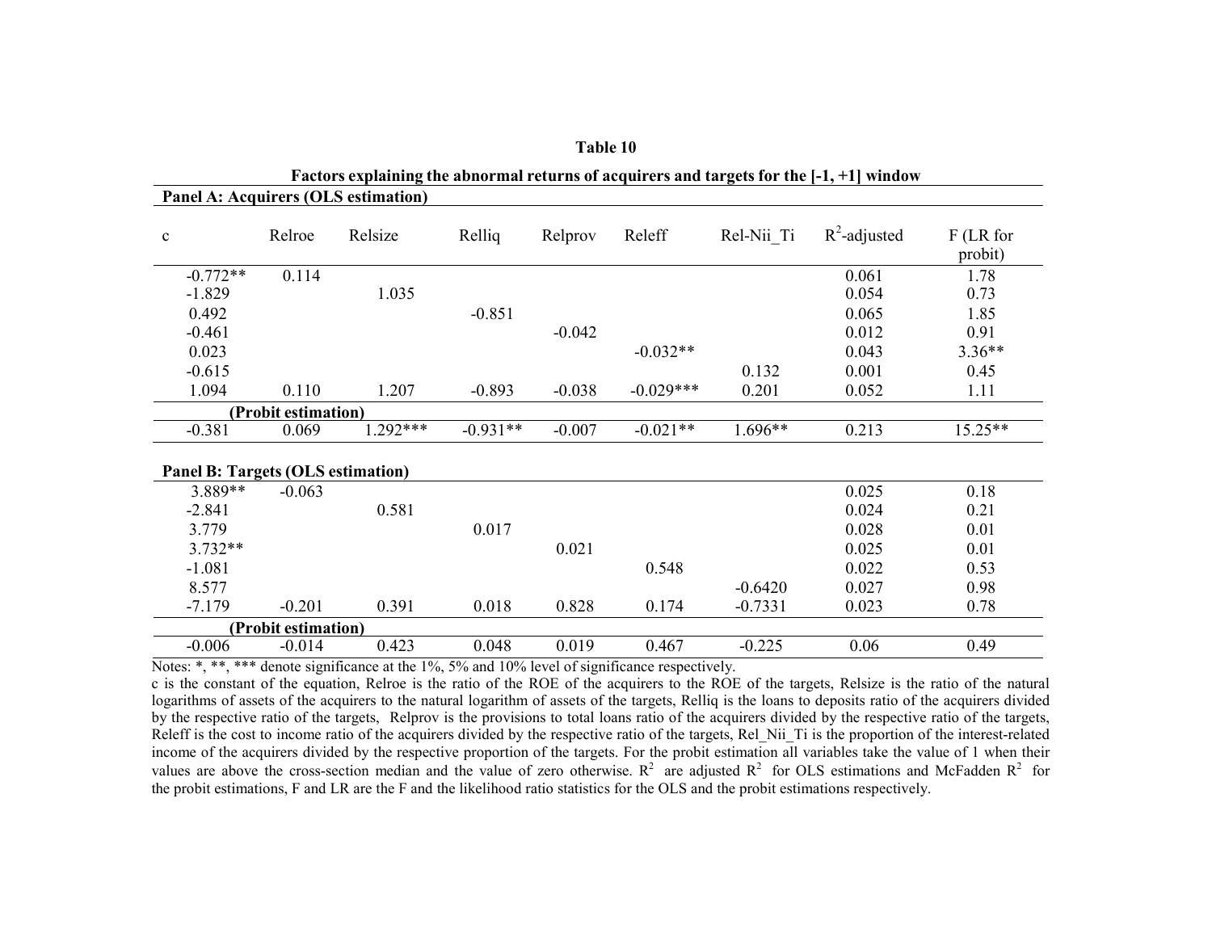**Table 10**

**Factors explaining the abnormal returns of acquirers and targets for the [-1, +1] window**

| c | Relroe | Relsize | Relliq | Relprov | Releff | Rel-Nii_Ti | $R^2$-adjusted | F (LR for probit) |
|---|---|---|---|---|---|---|---|---|
| **Panel A: Acquirers (OLS estimation)** | | | | | | | | |
| -0.772** | 0.114 | | | | | | 0.061 | 1.78 |
| -1.829 | | 1.035 | | | | | 0.054 | 0.73 |
| 0.492 | | | -0.851 | | | | 0.065 | 1.85 |
| -0.461 | | | | -0.042 | | | 0.012 | 0.91 |
| 0.023 | | | | | -0.032** | | 0.043 | 3.36** |
| -0.615 | | | | | | 0.132 | 0.001 | 0.45 |
| 1.094 | 0.110 | 1.207 | -0.893 | -0.038 | -0.029*** | 0.201 | 0.052 | 1.11 |
| **(Probit estimation)** | | | | | | | | |
| -0.381 | 0.069 | 1.292*** | -0.931** | -0.007 | -0.021** | 1.696** | 0.213 | 15.25** |
| **Panel B: Targets (OLS estimation)** | | | | | | | | |
| 3.889** | -0.063 | | | | | | 0.025 | 0.18 |
| -2.841 | | 0.581 | | | | | 0.024 | 0.21 |
| 3.779 | | | 0.017 | | | | 0.028 | 0.01 |
| 3.732** | | | | 0.021 | | | 0.025 | 0.01 |
| -1.081 | | | | | 0.548 | | 0.022 | 0.53 |
| 8.577 | | | | | | -0.6420 | 0.027 | 0.98 |
| -7.179 | -0.201 | 0.391 | 0.018 | 0.828 | 0.174 | -0.7331 | 0.023 | 0.78 |
| **(Probit estimation)** | | | | | | | | |
| -0.006 | -0.014 | 0.423 | 0.048 | 0.019 | 0.467 | -0.225 | 0.06 | 0.49 |

Notes: *, **, *** denote significance at the 1%, 5% and 10% level of significance respectively.
c is the constant of the equation, Relroe is the ratio of the ROE of the acquirers to the ROE of the targets, Relsize is the ratio of the natural logarithms of assets of the acquirers to the natural logarithm of assets of the targets, Relliq is the loans to deposits ratio of the acquirers divided by the respective ratio of the targets, Relprov is the provisions to total loans ratio of the acquirers divided by the respective ratio of the targets, Releff is the cost to income ratio of the acquirers divided by the respective ratio of the targets, Rel_Nii_Ti is the proportion of the interest-related income of the acquirers divided by the respective proportion of the targets. For the probit estimation all variables take the value of 1 when their values are above the cross-section median and the value of zero otherwise. $R^2$ are adjusted $R^2$ for OLS estimations and McFadden $R^2$ for the probit estimations, F and LR are the F and the likelihood ratio statistics for the OLS and the probit estimations respectively.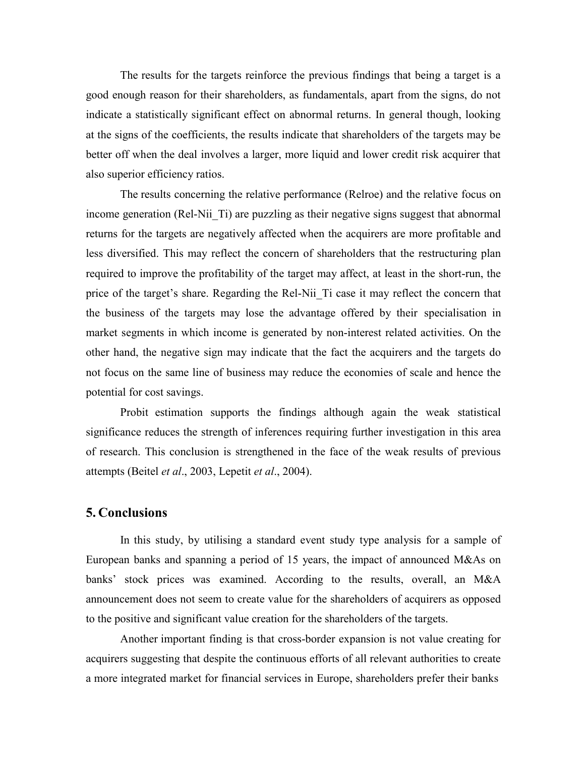The results for the targets reinforce the previous findings that being a target is a good enough reason for their shareholders, as fundamentals, apart from the signs, do not indicate a statistically significant effect on abnormal returns. In general though, looking at the signs of the coefficients, the results indicate that shareholders of the targets may be better off when the deal involves a larger, more liquid and lower credit risk acquirer that also superior efficiency ratios.

The results concerning the relative performance (Relroe) and the relative focus on income generation (Rel-Nii_Ti) are puzzling as their negative signs suggest that abnormal returns for the targets are negatively affected when the acquirers are more profitable and less diversified. This may reflect the concern of shareholders that the restructuring plan required to improve the profitability of the target may affect, at least in the short-run, the price of the target's share. Regarding the Rel-Nii_Ti case it may reflect the concern that the business of the targets may lose the advantage offered by their specialisation in market segments in which income is generated by non-interest related activities. On the other hand, the negative sign may indicate that the fact the acquirers and the targets do not focus on the same line of business may reduce the economies of scale and hence the potential for cost savings.

Probit estimation supports the findings although again the weak statistical significance reduces the strength of inferences requiring further investigation in this area of research. This conclusion is strengthened in the face of the weak results of previous attempts (Beitel *et al*., 2003, Lepetit *et al*., 2004).

## 5. Conclusions

In this study, by utilising a standard event study type analysis for a sample of European banks and spanning a period of 15 years, the impact of announced M&As on banks' stock prices was examined. According to the results, overall, an M&A announcement does not seem to create value for the shareholders of acquirers as opposed to the positive and significant value creation for the shareholders of the targets.

Another important finding is that cross-border expansion is not value creating for acquirers suggesting that despite the continuous efforts of all relevant authorities to create a more integrated market for financial services in Europe, shareholders prefer their banks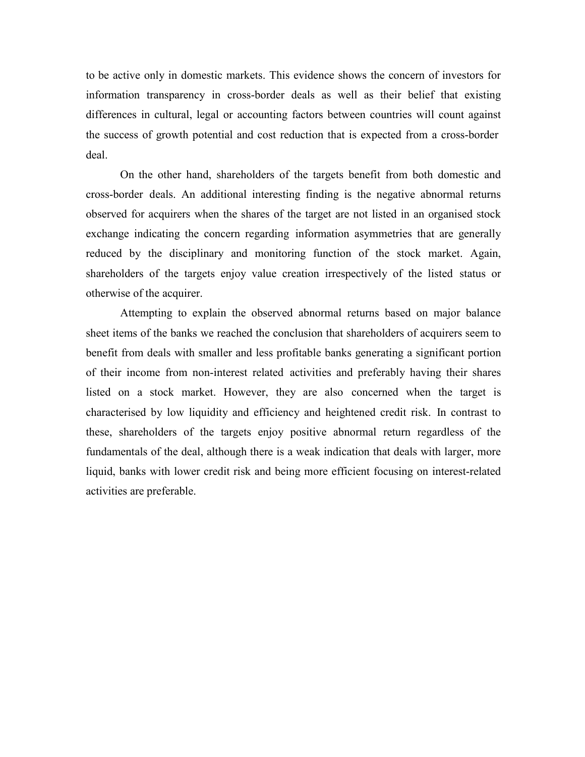to be active only in domestic markets. This evidence shows the concern of investors for information transparency in cross-border deals as well as their belief that existing differences in cultural, legal or accounting factors between countries will count against the success of growth potential and cost reduction that is expected from a cross-border deal.

On the other hand, shareholders of the targets benefit from both domestic and cross-border deals. An additional interesting finding is the negative abnormal returns observed for acquirers when the shares of the target are not listed in an organised stock exchange indicating the concern regarding information asymmetries that are generally reduced by the disciplinary and monitoring function of the stock market. Again, shareholders of the targets enjoy value creation irrespectively of the listed status or otherwise of the acquirer.

Attempting to explain the observed abnormal returns based on major balance sheet items of the banks we reached the conclusion that shareholders of acquirers seem to benefit from deals with smaller and less profitable banks generating a significant portion of their income from non-interest related activities and preferably having their shares listed on a stock market. However, they are also concerned when the target is characterised by low liquidity and efficiency and heightened credit risk. In contrast to these, shareholders of the targets enjoy positive abnormal return regardless of the fundamentals of the deal, although there is a weak indication that deals with larger, more liquid, banks with lower credit risk and being more efficient focusing on interest-related activities are preferable.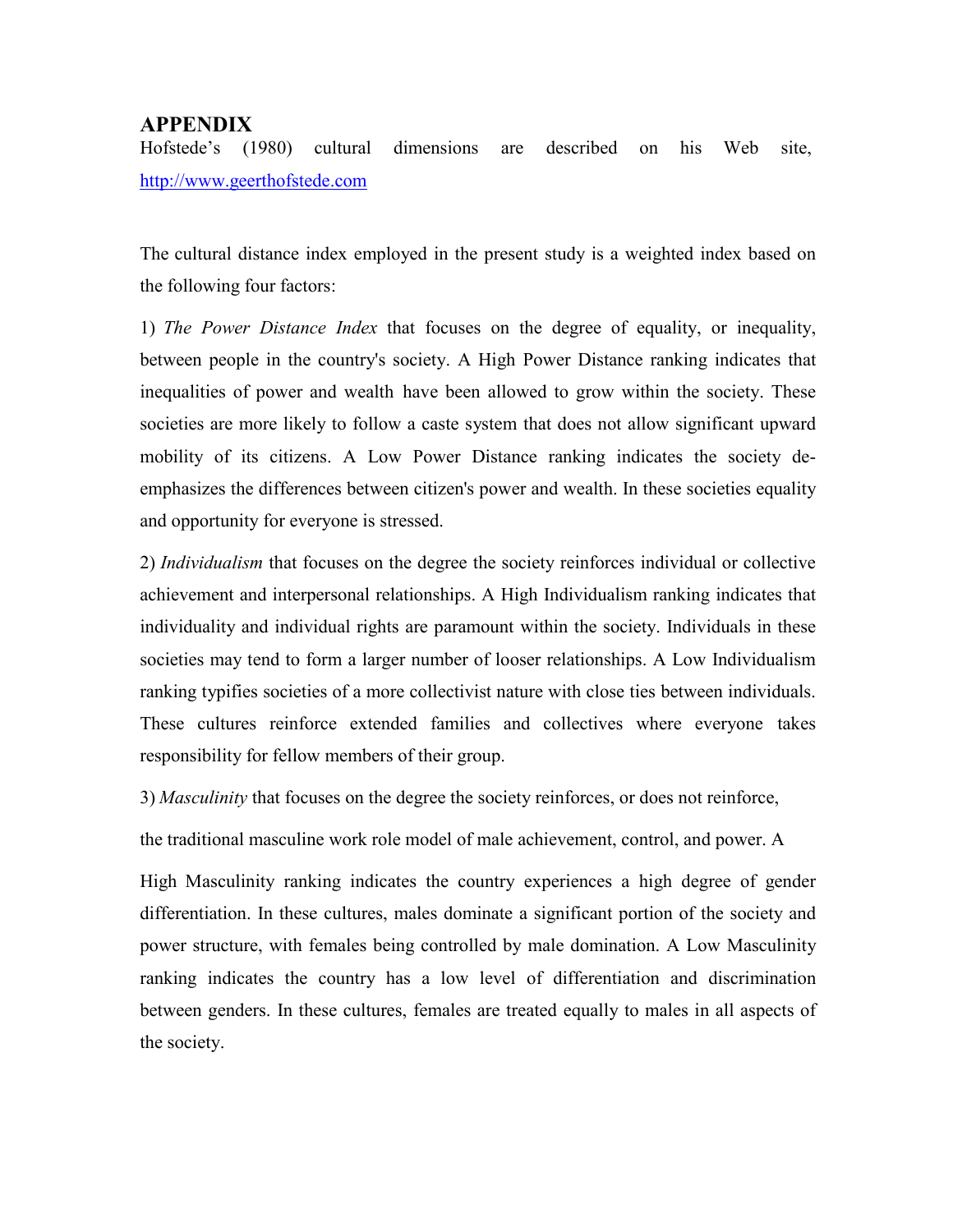## APPENDIX

Hofstede's (1980) cultural dimensions are described on his Web site, http://www.geerthofstede.com

The cultural distance index employed in the present study is a weighted index based on the following four factors:

1) *The Power Distance Index* that focuses on the degree of equality, or inequality, between people in the country's society. A High Power Distance ranking indicates that inequalities of power and wealth have been allowed to grow within the society. These societies are more likely to follow a caste system that does not allow significant upward mobility of its citizens. A Low Power Distance ranking indicates the society de-emphasizes the differences between citizen's power and wealth. In these societies equality and opportunity for everyone is stressed.

2) *Individualism* that focuses on the degree the society reinforces individual or collective achievement and interpersonal relationships. A High Individualism ranking indicates that individuality and individual rights are paramount within the society. Individuals in these societies may tend to form a larger number of looser relationships. A Low Individualism ranking typifies societies of a more collectivist nature with close ties between individuals. These cultures reinforce extended families and collectives where everyone takes responsibility for fellow members of their group.

3) *Masculinity* that focuses on the degree the society reinforces, or does not reinforce, the traditional masculine work role model of male achievement, control, and power. A High Masculinity ranking indicates the country experiences a high degree of gender differentiation. In these cultures, males dominate a significant portion of the society and power structure, with females being controlled by male domination. A Low Masculinity ranking indicates the country has a low level of differentiation and discrimination between genders. In these cultures, females are treated equally to males in all aspects of the society.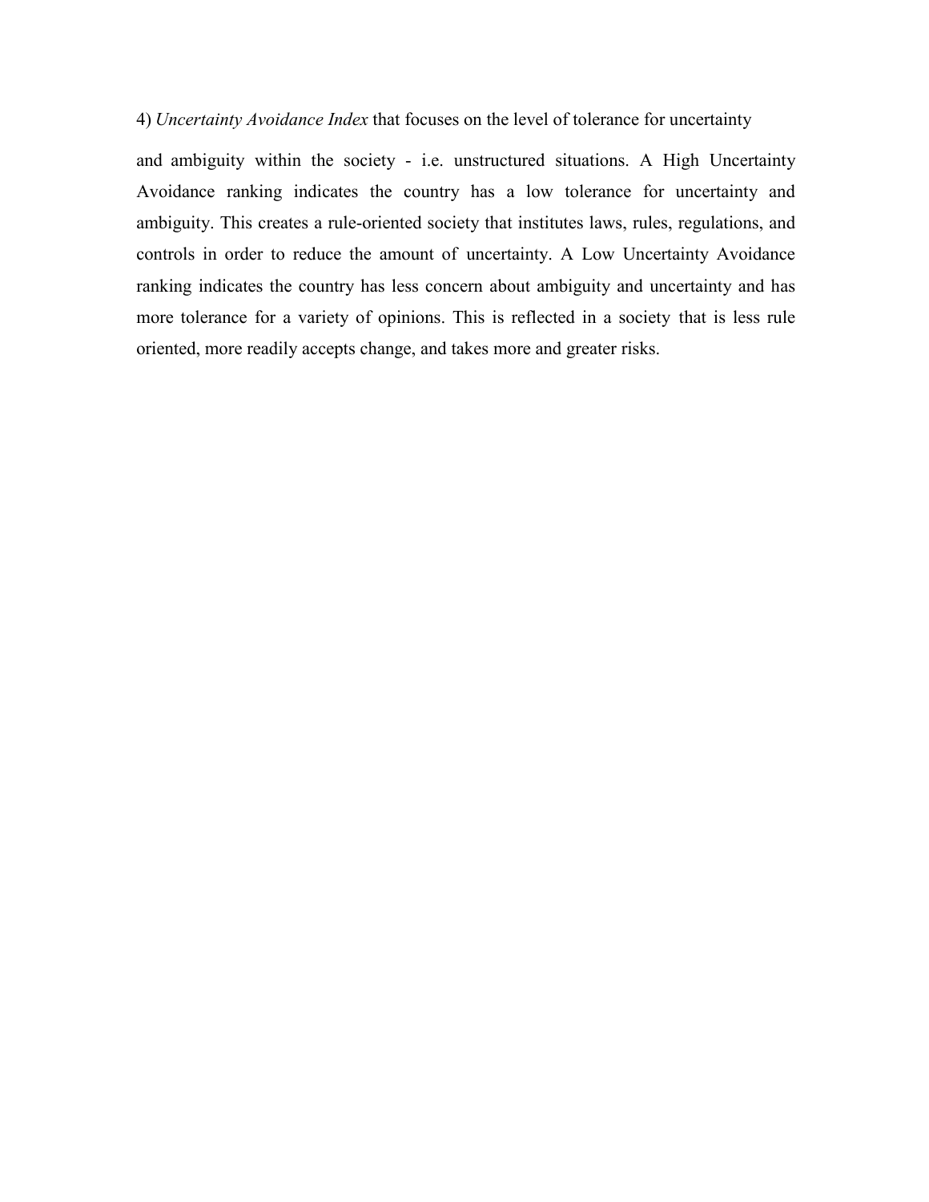4) *Uncertainty Avoidance Index* that focuses on the level of tolerance for uncertainty

and ambiguity within the society - i.e. unstructured situations. A High Uncertainty Avoidance ranking indicates the country has a low tolerance for uncertainty and ambiguity. This creates a rule-oriented society that institutes laws, rules, regulations, and controls in order to reduce the amount of uncertainty. A Low Uncertainty Avoidance ranking indicates the country has less concern about ambiguity and uncertainty and has more tolerance for a variety of opinions. This is reflected in a society that is less rule oriented, more readily accepts change, and takes more and greater risks.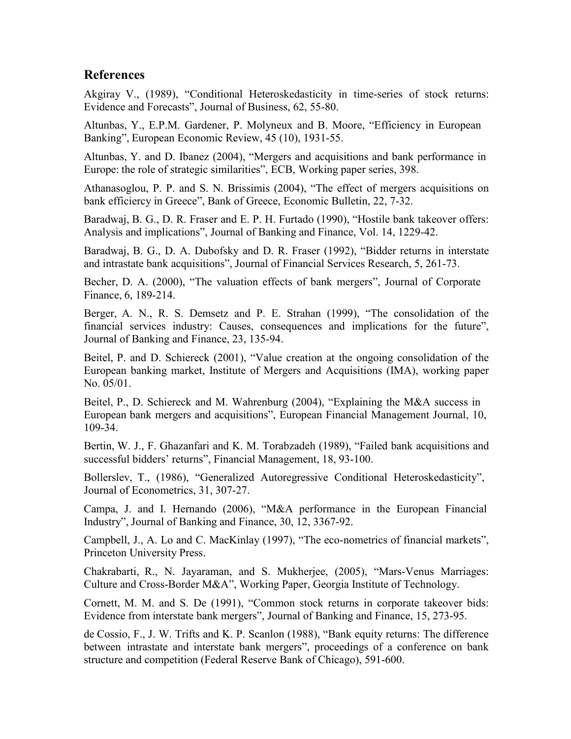## References

Akgiray V., (1989), "Conditional Heteroskedasticity in time-series of stock returns: Evidence and Forecasts", Journal of Business, 62, 55-80.

Altunbas, Y., E.P.M. Gardener, P. Molyneux and B. Moore, "Efficiency in European Banking", European Economic Review, 45 (10), 1931-55.

Altunbas, Y. and D. Ibanez (2004), "Mergers and acquisitions and bank performance in Europe: the role of strategic similarities", ECB, Working paper series, 398.

Athanasoglou, P. P. and S. N. Brissimis (2004), "The effect of mergers acquisitions on bank efficiercy in Greece", Bank of Greece, Economic Bulletin, 22, 7-32.

Baradwaj, B. G., D. R. Fraser and E. P. H. Furtado (1990), "Hostile bank takeover offers: Analysis and implications", Journal of Banking and Finance, Vol. 14, 1229-42.

Baradwaj, B. G., D. A. Dubofsky and D. R. Fraser (1992), "Bidder returns in interstate and intrastate bank acquisitions", Journal of Financial Services Research, 5, 261-73.

Becher, D. A. (2000), "The valuation effects of bank mergers", Journal of Corporate Finance, 6, 189-214.

Berger, A. N., R. S. Demsetz and P. E. Strahan (1999), "The consolidation of the financial services industry: Causes, consequences and implications for the future", Journal of Banking and Finance, 23, 135-94.

Beitel, P. and D. Schiereck (2001), "Value creation at the ongoing consolidation of the European banking market, Institute of Mergers and Acquisitions (IMA), working paper No. 05/01.

Beitel, P., D. Schiereck and M. Wahrenburg (2004), "Explaining the M&A success in European bank mergers and acquisitions", European Financial Management Journal, 10, 109-34.

Bertin, W. J., F. Ghazanfari and K. M. Torabzadeh (1989), "Failed bank acquisitions and successful bidders' returns", Financial Management, 18, 93-100.

Bollerslev, T., (1986), "Generalized Autoregressive Conditional Heteroskedasticity", Journal of Econometrics, 31, 307-27.

Campa, J. and I. Hernando (2006), "M&A performance in the European Financial Industry", Journal of Banking and Finance, 30, 12, 3367-92.

Campbell, J., A. Lo and C. MacKinlay (1997), "The eco-nometrics of financial markets", Princeton University Press.

Chakrabarti, R., N. Jayaraman, and S. Mukherjee, (2005), "Mars-Venus Marriages: Culture and Cross-Border M&A", Working Paper, Georgia Institute of Technology.

Cornett, M. M. and S. De (1991), "Common stock returns in corporate takeover bids: Evidence from interstate bank mergers", Journal of Banking and Finance, 15, 273-95.

de Cossio, F., J. W. Trifts and K. P. Scanlon (1988), "Bank equity returns: The difference between intrastate and interstate bank mergers", proceedings of a conference on bank structure and competition (Federal Reserve Bank of Chicago), 591-600.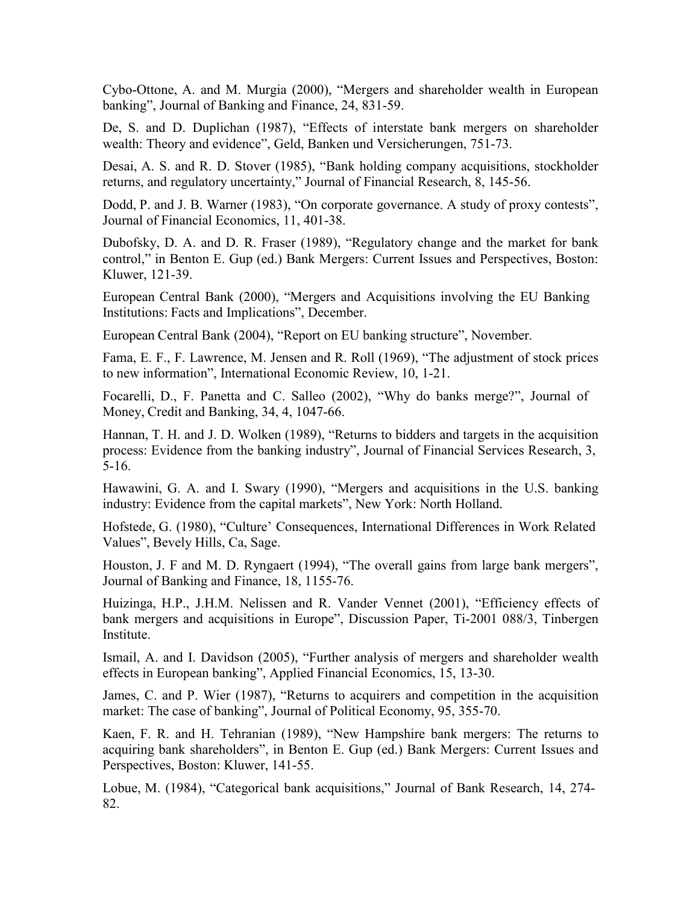Cybo-Ottone, A. and M. Murgia (2000), "Mergers and shareholder wealth in European banking", Journal of Banking and Finance, 24, 831-59.

De, S. and D. Duplichan (1987), "Effects of interstate bank mergers on shareholder wealth: Theory and evidence", Geld, Banken und Versicherungen, 751-73.

Desai, A. S. and R. D. Stover (1985), "Bank holding company acquisitions, stockholder returns, and regulatory uncertainty," Journal of Financial Research, 8, 145-56.

Dodd, P. and J. B. Warner (1983), "On corporate governance. A study of proxy contests", Journal of Financial Economics, 11, 401-38.

Dubofsky, D. A. and D. R. Fraser (1989), "Regulatory change and the market for bank control," in Benton E. Gup (ed.) Bank Mergers: Current Issues and Perspectives, Boston: Kluwer, 121-39.

European Central Bank (2000), "Mergers and Acquisitions involving the EU Banking Institutions: Facts and Implications", December.

European Central Bank (2004), "Report on EU banking structure", November.

Fama, E. F., F. Lawrence, M. Jensen and R. Roll (1969), "The adjustment of stock prices to new information", International Economic Review, 10, 1-21.

Focarelli, D., F. Panetta and C. Salleo (2002), "Why do banks merge?", Journal of Money, Credit and Banking, 34, 4, 1047-66.

Hannan, T. H. and J. D. Wolken (1989), "Returns to bidders and targets in the acquisition process: Evidence from the banking industry", Journal of Financial Services Research, 3, 5-16.

Hawawini, G. A. and I. Swary (1990), "Mergers and acquisitions in the U.S. banking industry: Evidence from the capital markets", New York: North Holland.

Hofstede, G. (1980), "Culture' Consequences, International Differences in Work Related Values", Bevely Hills, Ca, Sage.

Houston, J. F and M. D. Ryngaert (1994), "The overall gains from large bank mergers", Journal of Banking and Finance, 18, 1155-76.

Huizinga, H.P., J.H.M. Nelissen and R. Vander Vennet (2001), "Efficiency effects of bank mergers and acquisitions in Europe", Discussion Paper, Ti-2001 088/3, Tinbergen Institute.

Ismail, A. and I. Davidson (2005), "Further analysis of mergers and shareholder wealth effects in European banking", Applied Financial Economics, 15, 13-30.

James, C. and P. Wier (1987), "Returns to acquirers and competition in the acquisition market: The case of banking", Journal of Political Economy, 95, 355-70.

Kaen, F. R. and H. Tehranian (1989), "New Hampshire bank mergers: The returns to acquiring bank shareholders", in Benton E. Gup (ed.) Bank Mergers: Current Issues and Perspectives, Boston: Kluwer, 141-55.

Lobue, M. (1984), "Categorical bank acquisitions," Journal of Bank Research, 14, 274-82.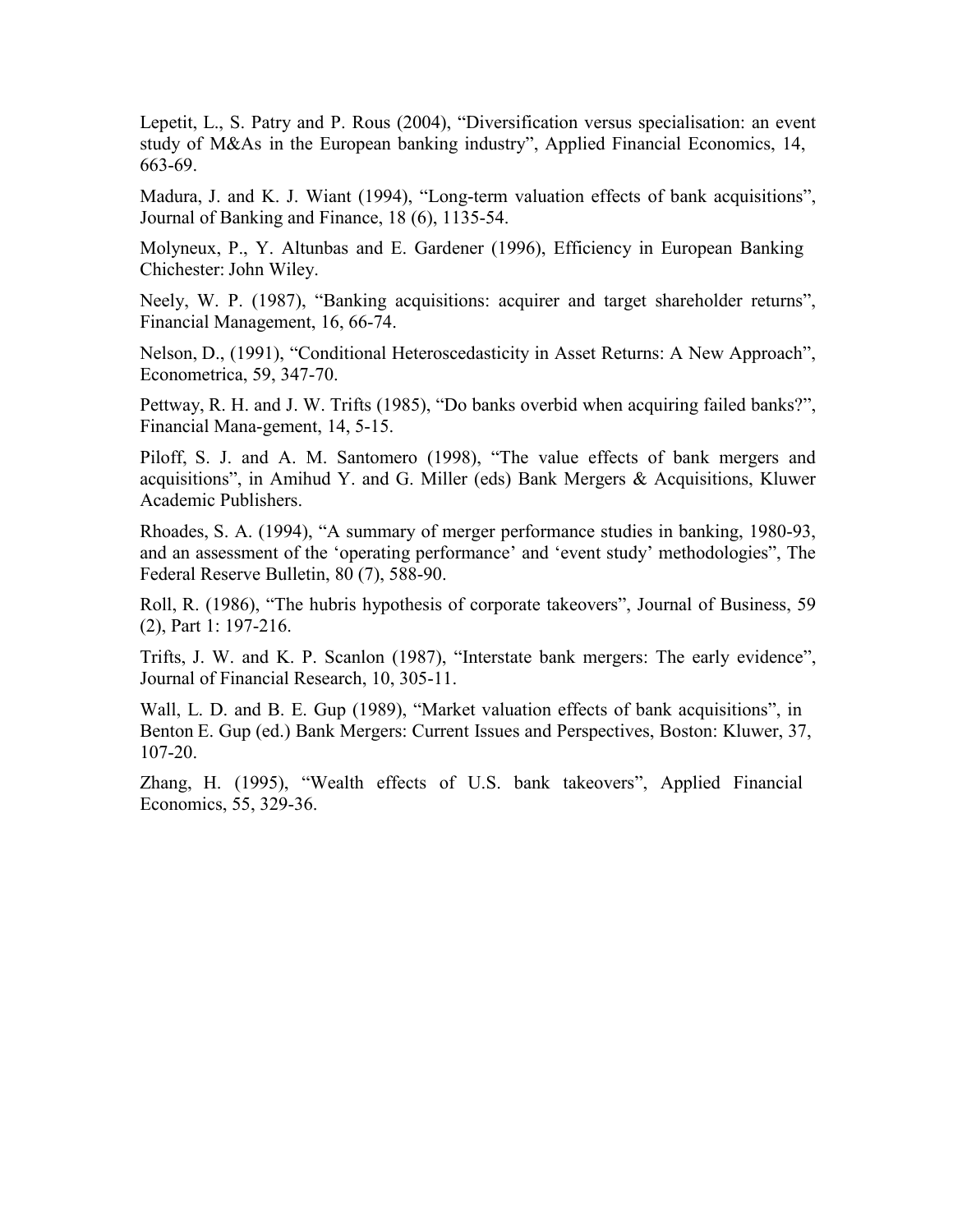Lepetit, L., S. Patry and P. Rous (2004), “Diversification versus specialisation: an event study of M&As in the European banking industry”, Applied Financial Economics, 14, 663-69.

Madura, J. and K. J. Wiant (1994), “Long-term valuation effects of bank acquisitions”, Journal of Banking and Finance, 18 (6), 1135-54.

Molyneux, P., Y. Altunbas and E. Gardener (1996), Efficiency in European Banking Chichester: John Wiley.

Neely, W. P. (1987), “Banking acquisitions: acquirer and target shareholder returns”, Financial Management, 16, 66-74.

Nelson, D., (1991), “Conditional Heteroscedasticity in Asset Returns: A New Approach”, Econometrica, 59, 347-70.

Pettway, R. H. and J. W. Trifts (1985), “Do banks overbid when acquiring failed banks?”, Financial Mana-gement, 14, 5-15.

Piloff, S. J. and A. M. Santomero (1998), “The value effects of bank mergers and acquisitions”, in Amihud Y. and G. Miller (eds) Bank Mergers & Acquisitions, Kluwer Academic Publishers.

Rhoades, S. A. (1994), “A summary of merger performance studies in banking, 1980-93, and an assessment of the ‘operating performance’ and ‘event study’ methodologies”, The Federal Reserve Bulletin, 80 (7), 588-90.

Roll, R. (1986), “The hubris hypothesis of corporate takeovers”, Journal of Business, 59 (2), Part 1: 197-216.

Trifts, J. W. and K. P. Scanlon (1987), “Interstate bank mergers: The early evidence”, Journal of Financial Research, 10, 305-11.

Wall, L. D. and B. E. Gup (1989), “Market valuation effects of bank acquisitions”, in Benton E. Gup (ed.) Bank Mergers: Current Issues and Perspectives, Boston: Kluwer, 37, 107-20.

Zhang, H. (1995), “Wealth effects of U.S. bank takeovers”, Applied Financial Economics, 55, 329-36.